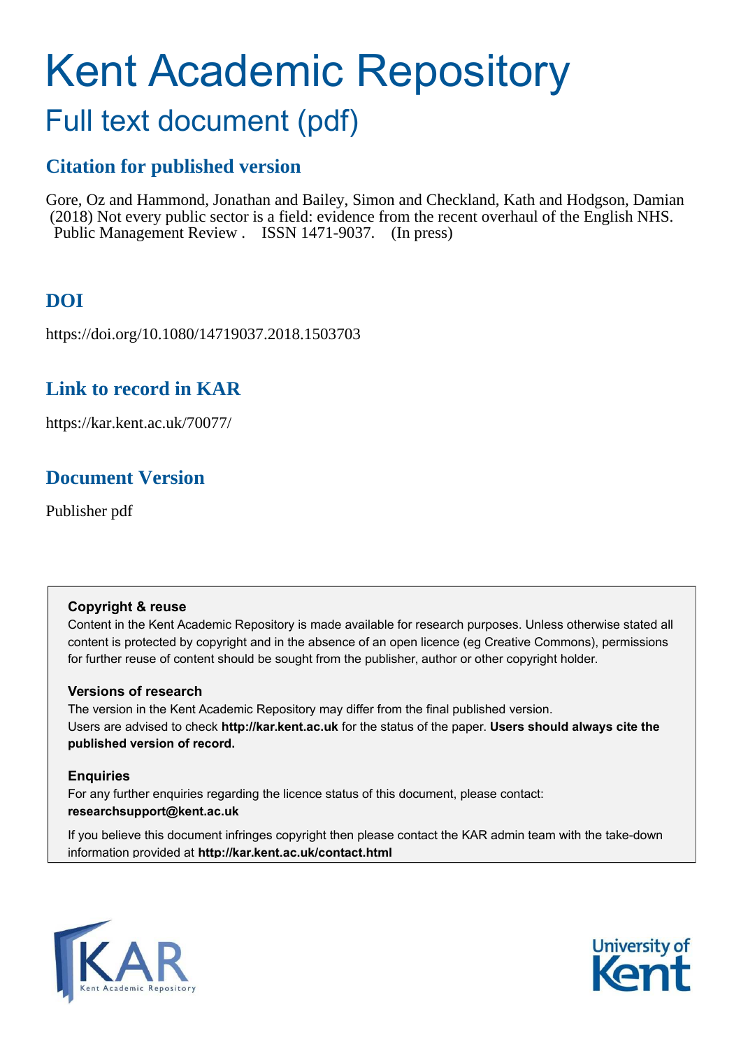# Kent Academic Repository

## Full text document (pdf)

### Citation for published version

Gore, Oz and Hammond, Jonathan and Bailey, Simon and Checkland, Kath and Hodgson, Damian (2018) Not every public sector is a field: evidence from the recent overhaul of the English NHS. Public Management Review . ISSN 1471-9037. (In press)

### DOI

https://doi.org/10.1080/14719037.2018.1503703

### Link to record in KAR

https://kar.kent.ac.uk/70077/

### Document Version

Publisher pdf

**Copyright & reuse**

Content in the Kent Academic Repository is made available for research purposes. Unless otherwise stated all content is protected by copyright and in the absence of an open licence (eg Creative Commons), permissions for further reuse of content should be sought from the publisher, author or other copyright holder.

**Versions of research**

The version in the Kent Academic Repository may differ from the final published version. Users are advised to check **http://kar.kent.ac.uk** for the status of the paper. **Users should always cite the published version of record.**

**Enquiries**

For any further enquiries regarding the licence status of this document, please contact: **researchsupport@kent.ac.uk**

If you believe this document infringes copyright then please contact the KAR admin team with the take-down information provided at **http://kar.kent.ac.uk/contact.html**

KAR Kent Academic Repository

University of Kent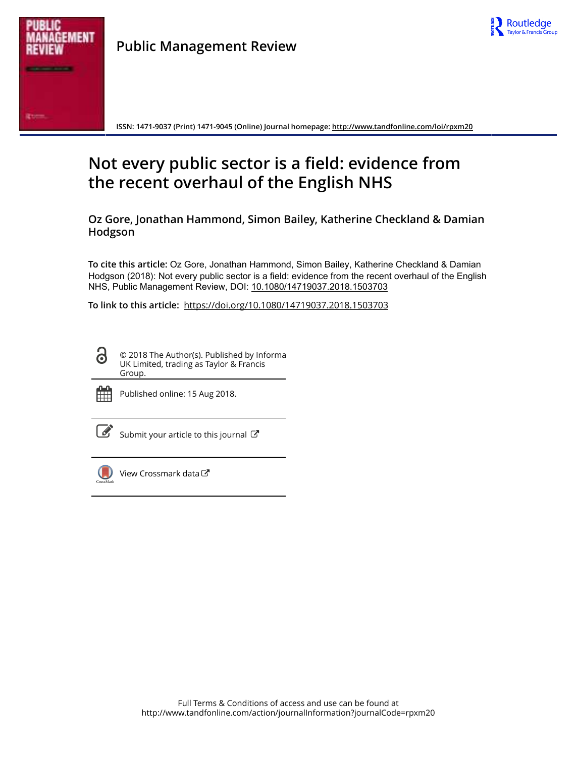Public Management Review

ISSN: 1471-9037 (Print) 1471-9045 (Online) Journal homepage: http://www.tandfonline.com/loi/rpxm20

# Not every public sector is a field: evidence from the recent overhaul of the English NHS

**Oz Gore, Jonathan Hammond, Simon Bailey, Katherine Checkland & Damian Hodgson**

**To cite this article:** Oz Gore, Jonathan Hammond, Simon Bailey, Katherine Checkland & Damian Hodgson (2018): Not every public sector is a field: evidence from the recent overhaul of the English NHS, Public Management Review, DOI: 10.1080/14719037.2018.1503703

**To link to this article:** https://doi.org/10.1080/14719037.2018.1503703

© 2018 The Author(s). Published by Informa UK Limited, trading as Taylor & Francis Group.

Published online: 15 Aug 2018.

Submit your article to this journal

View Crossmark data

Full Terms & Conditions of access and use can be found at
http://www.tandfonline.com/action/journalInformation?journalCode=rpxm20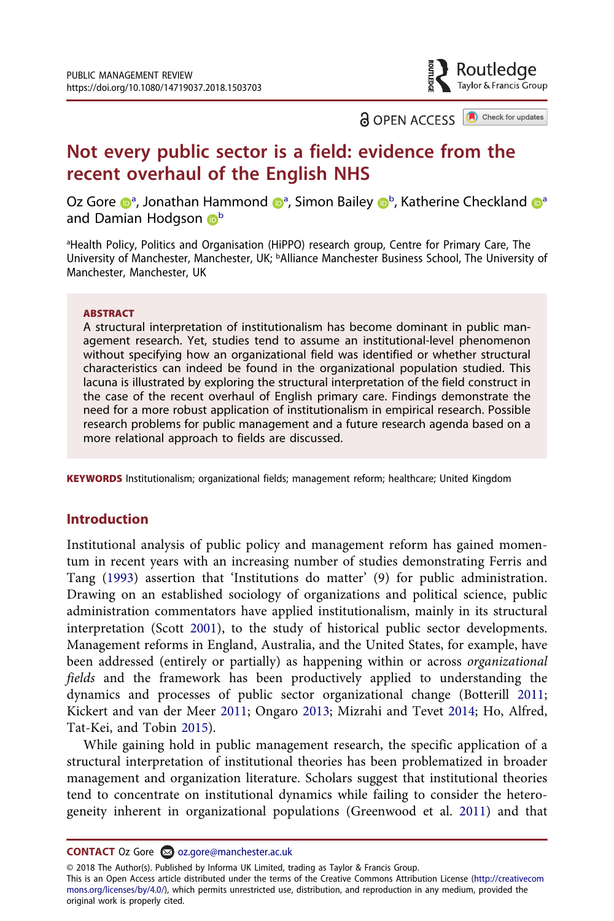# Not every public sector is a field: evidence from the recent overhaul of the English NHS

Oz Gore [a], Jonathan Hammond [a], Simon Bailey [b], Katherine Checkland [a] and Damian Hodgson [b]

[a]Health Policy, Politics and Organisation (HiPPO) research group, Centre for Primary Care, The University of Manchester, Manchester, UK; [b]Alliance Manchester Business School, The University of Manchester, Manchester, UK

**ABSTRACT**

A structural interpretation of institutionalism has become dominant in public management research. Yet, studies tend to assume an institutional-level phenomenon without specifying how an organizational field was identified or whether structural characteristics can indeed be found in the organizational population studied. This lacuna is illustrated by exploring the structural interpretation of the field construct in the case of the recent overhaul of English primary care. Findings demonstrate the need for a more robust application of institutionalism in empirical research. Possible research problems for public management and a future research agenda based on a more relational approach to fields are discussed.

**KEYWORDS** Institutionalism; organizational fields; management reform; healthcare; United Kingdom

## Introduction

Institutional analysis of public policy and management reform has gained momentum in recent years with an increasing number of studies demonstrating Ferris and Tang (1993) assertion that 'Institutions do matter' (9) for public administration. Drawing on an established sociology of organizations and political science, public administration commentators have applied institutionalism, mainly in its structural interpretation (Scott 2001), to the study of historical public sector developments. Management reforms in England, Australia, and the United States, for example, have been addressed (entirely or partially) as happening within or across *organizational fields* and the framework has been productively applied to understanding the dynamics and processes of public sector organizational change (Botterill 2011; Kickert and van der Meer 2011; Ongaro 2013; Mizrahi and Tevet 2014; Ho, Alfred, Tat-Kei, and Tobin 2015).

While gaining hold in public management research, the specific application of a structural interpretation of institutional theories has been problematized in broader management and organization literature. Scholars suggest that institutional theories tend to concentrate on institutional dynamics while failing to consider the heterogeneity inherent in organizational populations (Greenwood et al. 2011) and that

**CONTACT** Oz Gore oz.gore@manchester.ac.uk

© 2018 The Author(s). Published by Informa UK Limited, trading as Taylor & Francis Group.
This is an Open Access article distributed under the terms of the Creative Commons Attribution License (http://creativecommons.org/licenses/by/4.0/), which permits unrestricted use, distribution, and reproduction in any medium, provided the original work is properly cited.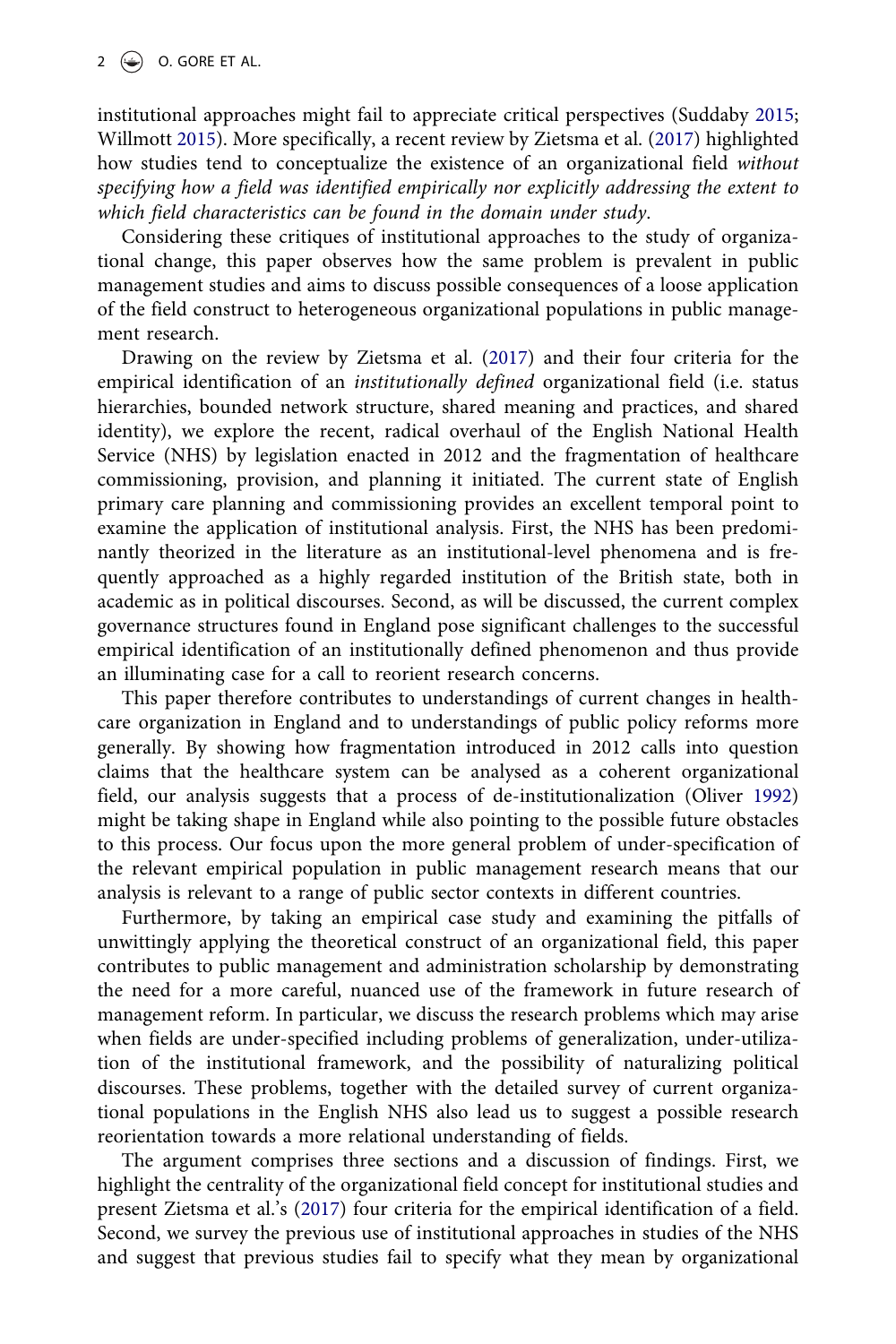institutional approaches might fail to appreciate critical perspectives (Suddaby 2015; Willmott 2015). More specifically, a recent review by Zietsma et al. (2017) highlighted how studies tend to conceptualize the existence of an organizational field *without specifying how a field was identified empirically nor explicitly addressing the extent to which field characteristics can be found in the domain under study*.

Considering these critiques of institutional approaches to the study of organizational change, this paper observes how the same problem is prevalent in public management studies and aims to discuss possible consequences of a loose application of the field construct to heterogeneous organizational populations in public management research.

Drawing on the review by Zietsma et al. (2017) and their four criteria for the empirical identification of an *institutionally defined* organizational field (i.e. status hierarchies, bounded network structure, shared meaning and practices, and shared identity), we explore the recent, radical overhaul of the English National Health Service (NHS) by legislation enacted in 2012 and the fragmentation of healthcare commissioning, provision, and planning it initiated. The current state of English primary care planning and commissioning provides an excellent temporal point to examine the application of institutional analysis. First, the NHS has been predominantly theorized in the literature as an institutional-level phenomena and is frequently approached as a highly regarded institution of the British state, both in academic as in political discourses. Second, as will be discussed, the current complex governance structures found in England pose significant challenges to the successful empirical identification of an institutionally defined phenomenon and thus provide an illuminating case for a call to reorient research concerns.

This paper therefore contributes to understandings of current changes in healthcare organization in England and to understandings of public policy reforms more generally. By showing how fragmentation introduced in 2012 calls into question claims that the healthcare system can be analysed as a coherent organizational field, our analysis suggests that a process of de-institutionalization (Oliver 1992) might be taking shape in England while also pointing to the possible future obstacles to this process. Our focus upon the more general problem of under-specification of the relevant empirical population in public management research means that our analysis is relevant to a range of public sector contexts in different countries.

Furthermore, by taking an empirical case study and examining the pitfalls of unwittingly applying the theoretical construct of an organizational field, this paper contributes to public management and administration scholarship by demonstrating the need for a more careful, nuanced use of the framework in future research of management reform. In particular, we discuss the research problems which may arise when fields are under-specified including problems of generalization, under-utilization of the institutional framework, and the possibility of naturalizing political discourses. These problems, together with the detailed survey of current organizational populations in the English NHS also lead us to suggest a possible research reorientation towards a more relational understanding of fields.

The argument comprises three sections and a discussion of findings. First, we highlight the centrality of the organizational field concept for institutional studies and present Zietsma et al.'s (2017) four criteria for the empirical identification of a field. Second, we survey the previous use of institutional approaches in studies of the NHS and suggest that previous studies fail to specify what they mean by organizational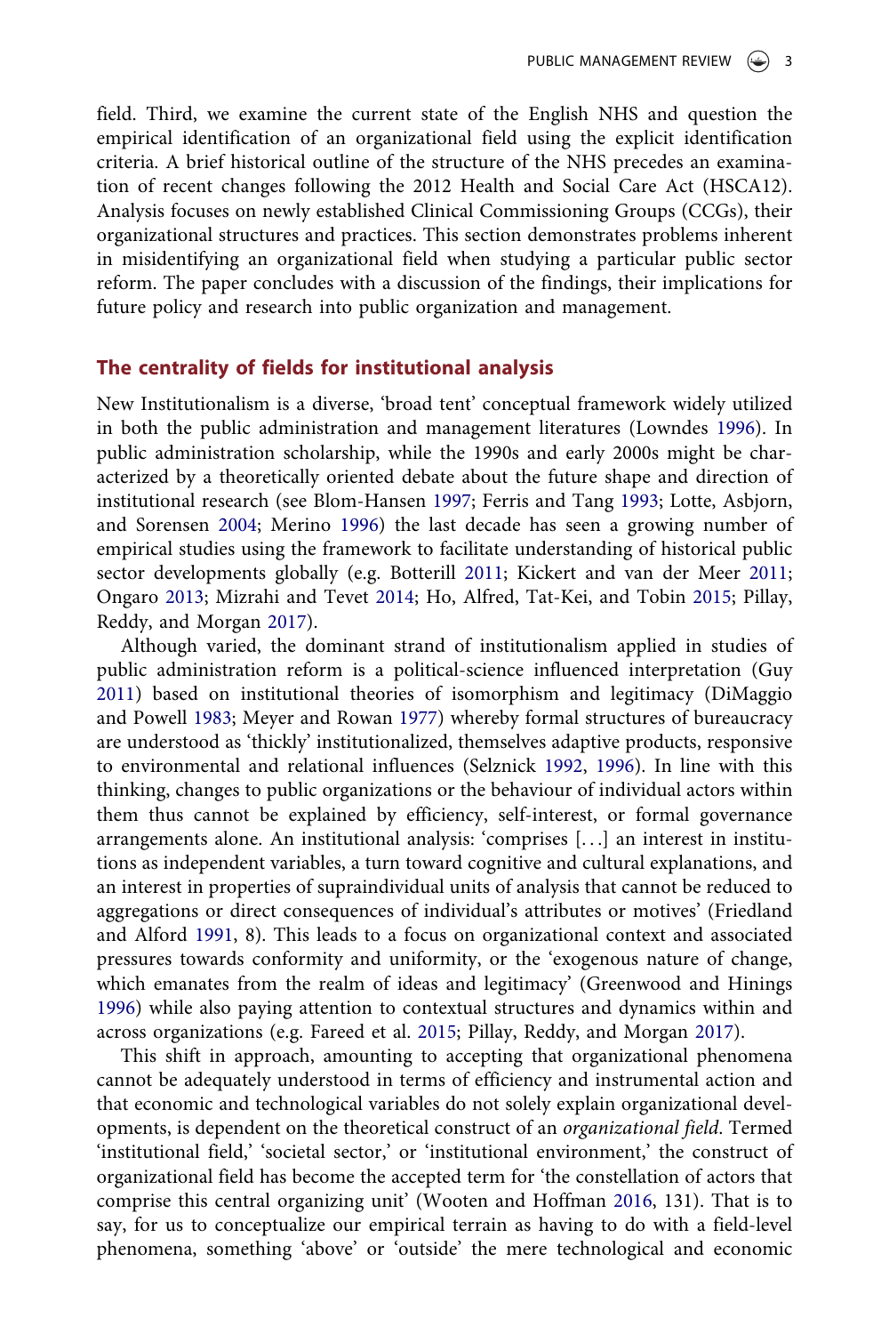field. Third, we examine the current state of the English NHS and question the empirical identification of an organizational field using the explicit identification criteria. A brief historical outline of the structure of the NHS precedes an examination of recent changes following the 2012 Health and Social Care Act (HSCA12). Analysis focuses on newly established Clinical Commissioning Groups (CCGs), their organizational structures and practices. This section demonstrates problems inherent in misidentifying an organizational field when studying a particular public sector reform. The paper concludes with a discussion of the findings, their implications for future policy and research into public organization and management.

## The centrality of fields for institutional analysis

New Institutionalism is a diverse, 'broad tent' conceptual framework widely utilized in both the public administration and management literatures (Lowndes 1996). In public administration scholarship, while the 1990s and early 2000s might be characterized by a theoretically oriented debate about the future shape and direction of institutional research (see Blom-Hansen 1997; Ferris and Tang 1993; Lotte, Asbjorn, and Sorensen 2004; Merino 1996) the last decade has seen a growing number of empirical studies using the framework to facilitate understanding of historical public sector developments globally (e.g. Botterill 2011; Kickert and van der Meer 2011; Ongaro 2013; Mizrahi and Tevet 2014; Ho, Alfred, Tat-Kei, and Tobin 2015; Pillay, Reddy, and Morgan 2017).

Although varied, the dominant strand of institutionalism applied in studies of public administration reform is a political-science influenced interpretation (Guy 2011) based on institutional theories of isomorphism and legitimacy (DiMaggio and Powell 1983; Meyer and Rowan 1977) whereby formal structures of bureaucracy are understood as 'thickly' institutionalized, themselves adaptive products, responsive to environmental and relational influences (Selznick 1992, 1996). In line with this thinking, changes to public organizations or the behaviour of individual actors within them thus cannot be explained by efficiency, self-interest, or formal governance arrangements alone. An institutional analysis: 'comprises […] an interest in institutions as independent variables, a turn toward cognitive and cultural explanations, and an interest in properties of supraindividual units of analysis that cannot be reduced to aggregations or direct consequences of individual's attributes or motives' (Friedland and Alford 1991, 8). This leads to a focus on organizational context and associated pressures towards conformity and uniformity, or the 'exogenous nature of change, which emanates from the realm of ideas and legitimacy' (Greenwood and Hinings 1996) while also paying attention to contextual structures and dynamics within and across organizations (e.g. Fareed et al. 2015; Pillay, Reddy, and Morgan 2017).

This shift in approach, amounting to accepting that organizational phenomena cannot be adequately understood in terms of efficiency and instrumental action and that economic and technological variables do not solely explain organizational developments, is dependent on the theoretical construct of an *organizational field*. Termed 'institutional field,' 'societal sector,' or 'institutional environment,' the construct of organizational field has become the accepted term for 'the constellation of actors that comprise this central organizing unit' (Wooten and Hoffman 2016, 131). That is to say, for us to conceptualize our empirical terrain as having to do with a field-level phenomena, something 'above' or 'outside' the mere technological and economic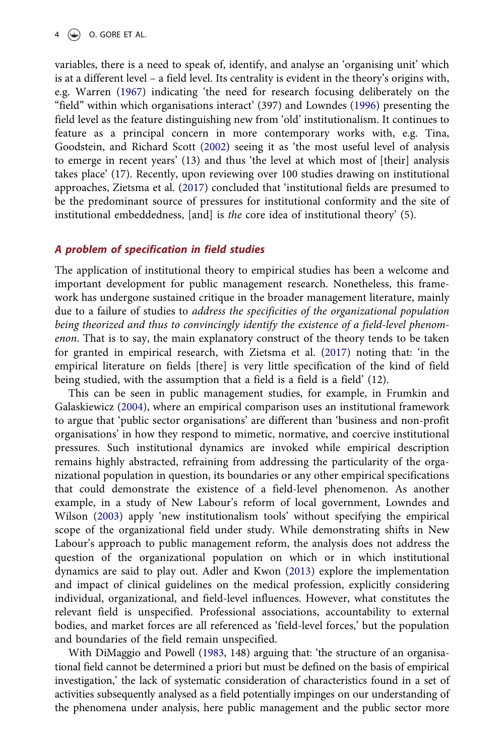variables, there is a need to speak of, identify, and analyse an 'organising unit' which is at a different level – a field level. Its centrality is evident in the theory's origins with, e.g. Warren (1967) indicating 'the need for research focusing deliberately on the "field" within which organisations interact' (397) and Lowndes (1996) presenting the field level as the feature distinguishing new from 'old' institutionalism. It continues to feature as a principal concern in more contemporary works with, e.g. Tina, Goodstein, and Richard Scott (2002) seeing it as 'the most useful level of analysis to emerge in recent years' (13) and thus 'the level at which most of [their] analysis takes place' (17). Recently, upon reviewing over 100 studies drawing on institutional approaches, Zietsma et al. (2017) concluded that 'institutional fields are presumed to be the predominant source of pressures for institutional conformity and the site of institutional embeddedness, [and] is *the* core idea of institutional theory' (5).

### *A problem of specification in field studies*

The application of institutional theory to empirical studies has been a welcome and important development for public management research. Nonetheless, this framework has undergone sustained critique in the broader management literature, mainly due to a failure of studies to *address the specificities of the organizational population being theorized and thus to convincingly identify the existence of a field-level phenomenon*. That is to say, the main explanatory construct of the theory tends to be taken for granted in empirical research, with Zietsma et al. (2017) noting that: 'in the empirical literature on fields [there] is very little specification of the kind of field being studied, with the assumption that a field is a field is a field' (12).

This can be seen in public management studies, for example, in Frumkin and Galaskiewicz (2004), where an empirical comparison uses an institutional framework to argue that 'public sector organisations' are different than 'business and non-profit organisations' in how they respond to mimetic, normative, and coercive institutional pressures. Such institutional dynamics are invoked while empirical description remains highly abstracted, refraining from addressing the particularity of the organizational population in question, its boundaries or any other empirical specifications that could demonstrate the existence of a field-level phenomenon. As another example, in a study of New Labour's reform of local government, Lowndes and Wilson (2003) apply 'new institutionalism tools' without specifying the empirical scope of the organizational field under study. While demonstrating shifts in New Labour's approach to public management reform, the analysis does not address the question of the organizational population on which or in which institutional dynamics are said to play out. Adler and Kwon (2013) explore the implementation and impact of clinical guidelines on the medical profession, explicitly considering individual, organizational, and field-level influences. However, what constitutes the relevant field is unspecified. Professional associations, accountability to external bodies, and market forces are all referenced as 'field-level forces,' but the population and boundaries of the field remain unspecified.

With DiMaggio and Powell (1983, 148) arguing that: 'the structure of an organisational field cannot be determined a priori but must be defined on the basis of empirical investigation,' the lack of systematic consideration of characteristics found in a set of activities subsequently analysed as a field potentially impinges on our understanding of the phenomena under analysis, here public management and the public sector more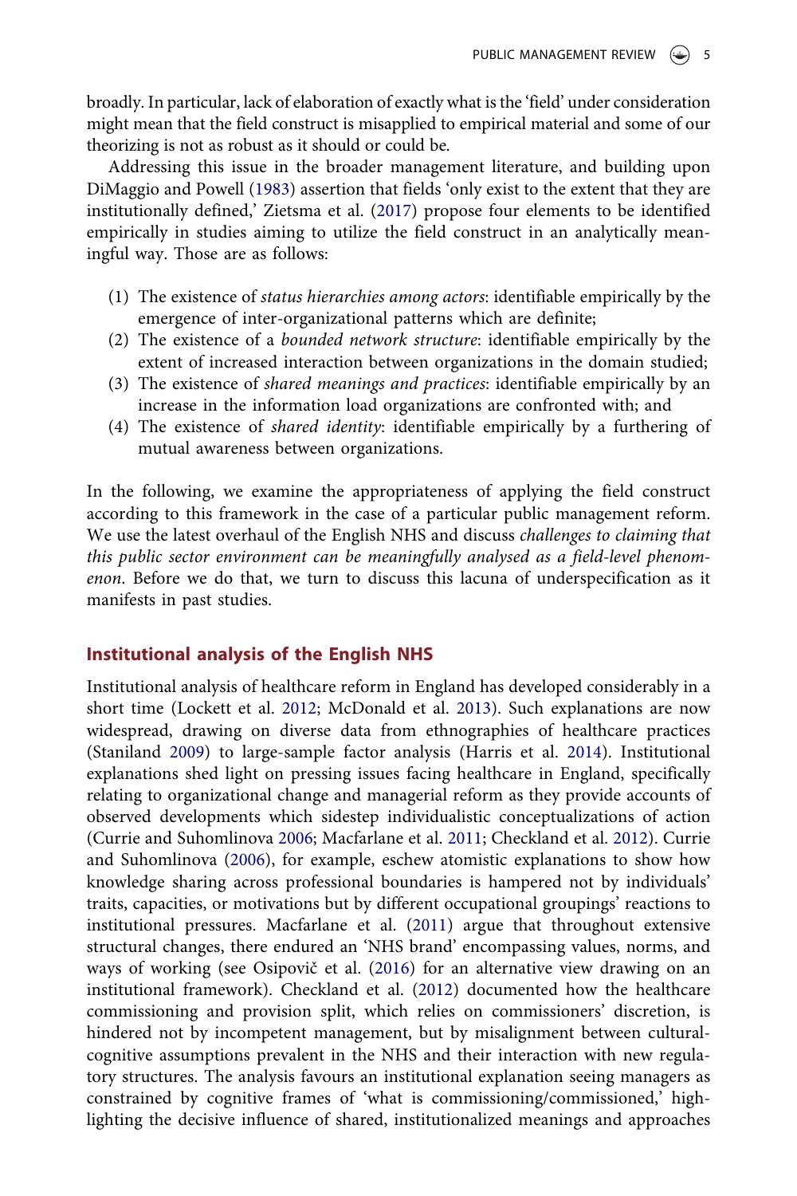broadly. In particular, lack of elaboration of exactly what is the 'field' under consideration might mean that the field construct is misapplied to empirical material and some of our theorizing is not as robust as it should or could be.

Addressing this issue in the broader management literature, and building upon DiMaggio and Powell (1983) assertion that fields 'only exist to the extent that they are institutionally defined,' Zietsma et al. (2017) propose four elements to be identified empirically in studies aiming to utilize the field construct in an analytically meaningful way. Those are as follows:

1. The existence of *status hierarchies among actors*: identifiable empirically by the emergence of inter-organizational patterns which are definite;
2. The existence of a *bounded network structure*: identifiable empirically by the extent of increased interaction between organizations in the domain studied;
3. The existence of *shared meanings and practices*: identifiable empirically by an increase in the information load organizations are confronted with; and
4. The existence of *shared identity*: identifiable empirically by a furthering of mutual awareness between organizations.

In the following, we examine the appropriateness of applying the field construct according to this framework in the case of a particular public management reform. We use the latest overhaul of the English NHS and discuss *challenges to claiming that this public sector environment can be meaningfully analysed as a field-level phenomenon*. Before we do that, we turn to discuss this lacuna of underspecification as it manifests in past studies.

## Institutional analysis of the English NHS

Institutional analysis of healthcare reform in England has developed considerably in a short time (Lockett et al. 2012; McDonald et al. 2013). Such explanations are now widespread, drawing on diverse data from ethnographies of healthcare practices (Staniland 2009) to large-sample factor analysis (Harris et al. 2014). Institutional explanations shed light on pressing issues facing healthcare in England, specifically relating to organizational change and managerial reform as they provide accounts of observed developments which sidestep individualistic conceptualizations of action (Currie and Suhomlinova 2006; Macfarlane et al. 2011; Checkland et al. 2012). Currie and Suhomlinova (2006), for example, eschew atomistic explanations to show how knowledge sharing across professional boundaries is hampered not by individuals' traits, capacities, or motivations but by different occupational groupings' reactions to institutional pressures. Macfarlane et al. (2011) argue that throughout extensive structural changes, there endured an 'NHS brand' encompassing values, norms, and ways of working (see Osipovič et al. (2016) for an alternative view drawing on an institutional framework). Checkland et al. (2012) documented how the healthcare commissioning and provision split, which relies on commissioners' discretion, is hindered not by incompetent management, but by misalignment between cultural-cognitive assumptions prevalent in the NHS and their interaction with new regulatory structures. The analysis favours an institutional explanation seeing managers as constrained by cognitive frames of 'what is commissioning/commissioned,' highlighting the decisive influence of shared, institutionalized meanings and approaches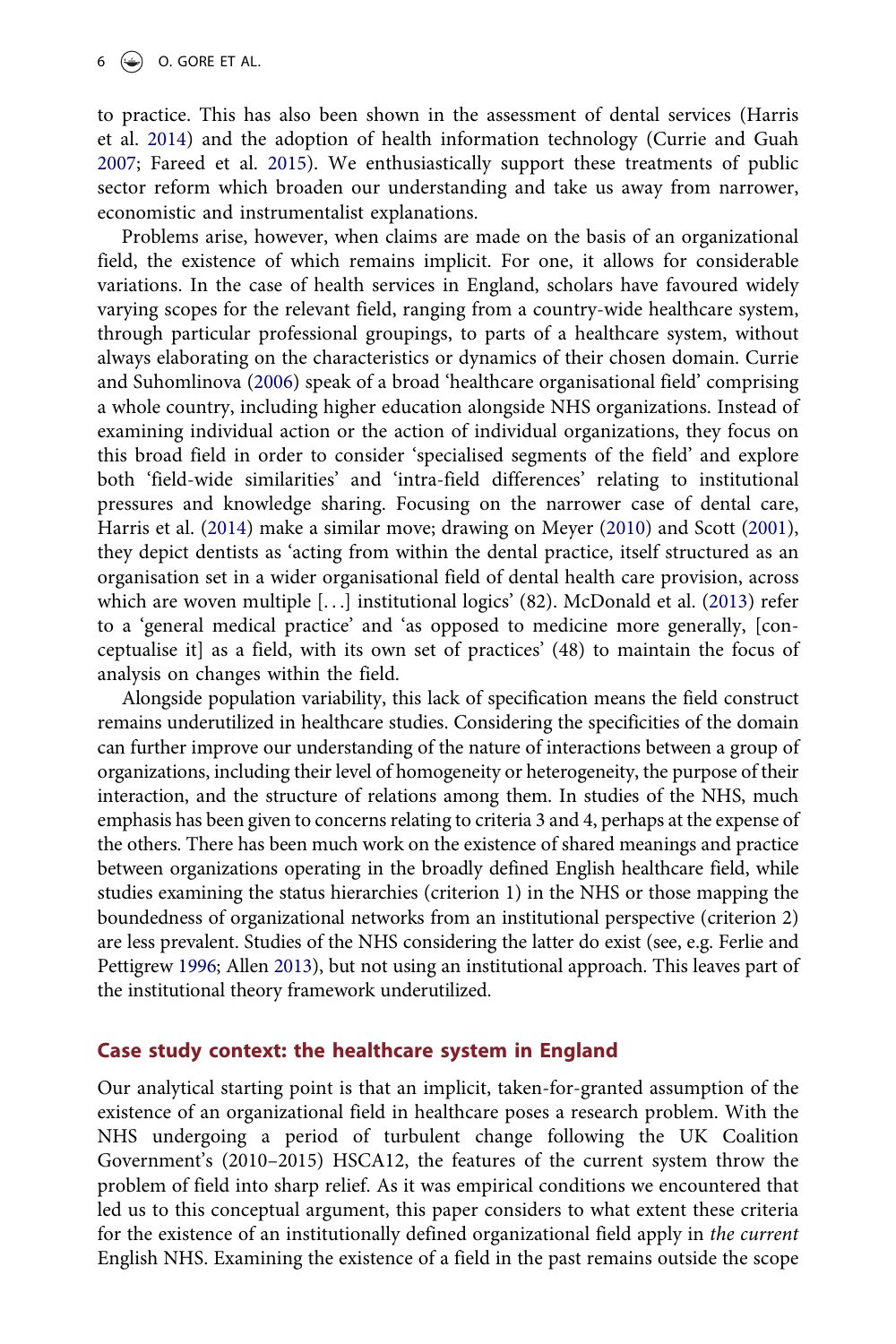to practice. This has also been shown in the assessment of dental services (Harris et al. 2014) and the adoption of health information technology (Currie and Guah 2007; Fareed et al. 2015). We enthusiastically support these treatments of public sector reform which broaden our understanding and take us away from narrower, economistic and instrumentalist explanations.

Problems arise, however, when claims are made on the basis of an organizational field, the existence of which remains implicit. For one, it allows for considerable variations. In the case of health services in England, scholars have favoured widely varying scopes for the relevant field, ranging from a country-wide healthcare system, through particular professional groupings, to parts of a healthcare system, without always elaborating on the characteristics or dynamics of their chosen domain. Currie and Suhomlinova (2006) speak of a broad 'healthcare organisational field' comprising a whole country, including higher education alongside NHS organizations. Instead of examining individual action or the action of individual organizations, they focus on this broad field in order to consider 'specialised segments of the field' and explore both 'field-wide similarities' and 'intra-field differences' relating to institutional pressures and knowledge sharing. Focusing on the narrower case of dental care, Harris et al. (2014) make a similar move; drawing on Meyer (2010) and Scott (2001), they depict dentists as 'acting from within the dental practice, itself structured as an organisation set in a wider organisational field of dental health care provision, across which are woven multiple […] institutional logics' (82). McDonald et al. (2013) refer to a 'general medical practice' and 'as opposed to medicine more generally, [conceptualise it] as a field, with its own set of practices' (48) to maintain the focus of analysis on changes within the field.

Alongside population variability, this lack of specification means the field construct remains underutilized in healthcare studies. Considering the specificities of the domain can further improve our understanding of the nature of interactions between a group of organizations, including their level of homogeneity or heterogeneity, the purpose of their interaction, and the structure of relations among them. In studies of the NHS, much emphasis has been given to concerns relating to criteria 3 and 4, perhaps at the expense of the others. There has been much work on the existence of shared meanings and practice between organizations operating in the broadly defined English healthcare field, while studies examining the status hierarchies (criterion 1) in the NHS or those mapping the boundedness of organizational networks from an institutional perspective (criterion 2) are less prevalent. Studies of the NHS considering the latter do exist (see, e.g. Ferlie and Pettigrew 1996; Allen 2013), but not using an institutional approach. This leaves part of the institutional theory framework underutilized.

## Case study context: the healthcare system in England

Our analytical starting point is that an implicit, taken-for-granted assumption of the existence of an organizational field in healthcare poses a research problem. With the NHS undergoing a period of turbulent change following the UK Coalition Government's (2010–2015) HSCA12, the features of the current system throw the problem of field into sharp relief. As it was empirical conditions we encountered that led us to this conceptual argument, this paper considers to what extent these criteria for the existence of an institutionally defined organizational field apply in *the current* English NHS. Examining the existence of a field in the past remains outside the scope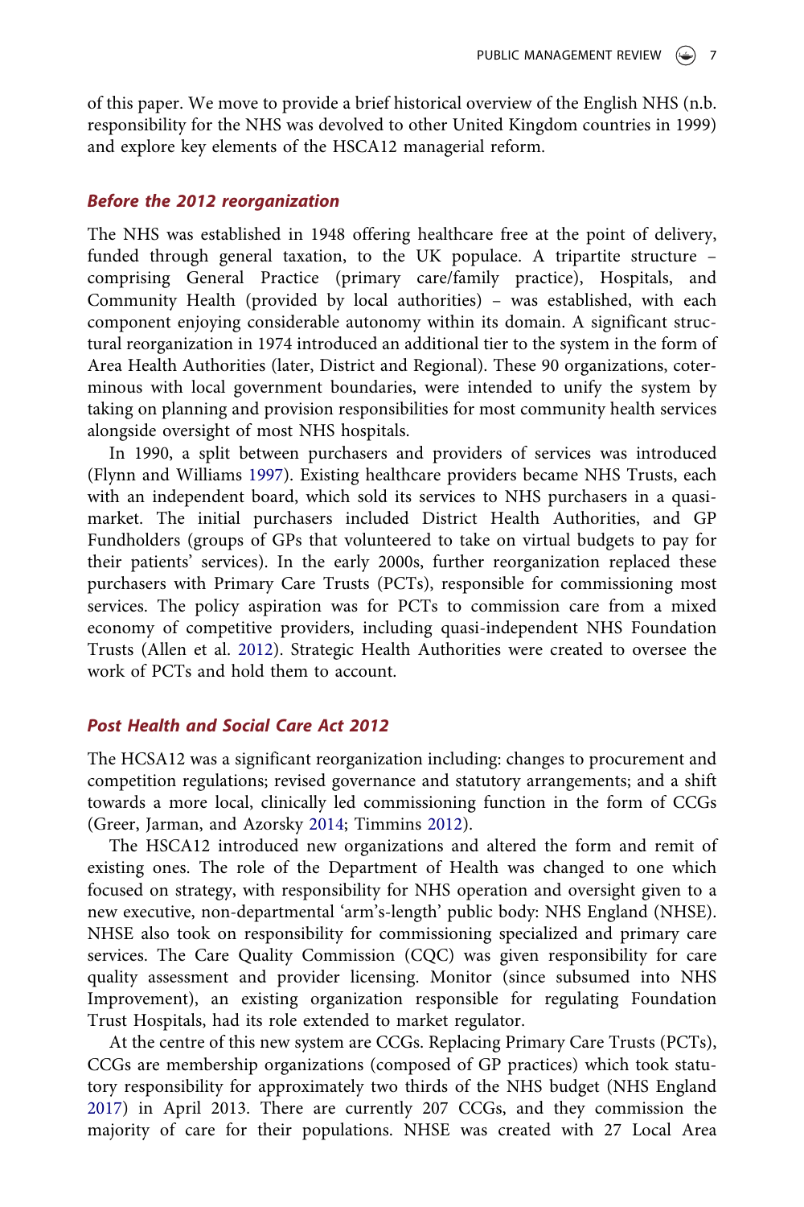of this paper. We move to provide a brief historical overview of the English NHS (n.b. responsibility for the NHS was devolved to other United Kingdom countries in 1999) and explore key elements of the HSCA12 managerial reform.

### *Before the 2012 reorganization*

The NHS was established in 1948 offering healthcare free at the point of delivery, funded through general taxation, to the UK populace. A tripartite structure – comprising General Practice (primary care/family practice), Hospitals, and Community Health (provided by local authorities) – was established, with each component enjoying considerable autonomy within its domain. A significant structural reorganization in 1974 introduced an additional tier to the system in the form of Area Health Authorities (later, District and Regional). These 90 organizations, coterminous with local government boundaries, were intended to unify the system by taking on planning and provision responsibilities for most community health services alongside oversight of most NHS hospitals.

In 1990, a split between purchasers and providers of services was introduced (Flynn and Williams 1997). Existing healthcare providers became NHS Trusts, each with an independent board, which sold its services to NHS purchasers in a quasi-market. The initial purchasers included District Health Authorities, and GP Fundholders (groups of GPs that volunteered to take on virtual budgets to pay for their patients' services). In the early 2000s, further reorganization replaced these purchasers with Primary Care Trusts (PCTs), responsible for commissioning most services. The policy aspiration was for PCTs to commission care from a mixed economy of competitive providers, including quasi-independent NHS Foundation Trusts (Allen et al. 2012). Strategic Health Authorities were created to oversee the work of PCTs and hold them to account.

### *Post Health and Social Care Act 2012*

The HCSA12 was a significant reorganization including: changes to procurement and competition regulations; revised governance and statutory arrangements; and a shift towards a more local, clinically led commissioning function in the form of CCGs (Greer, Jarman, and Azorsky 2014; Timmins 2012).

The HSCA12 introduced new organizations and altered the form and remit of existing ones. The role of the Department of Health was changed to one which focused on strategy, with responsibility for NHS operation and oversight given to a new executive, non-departmental 'arm's-length' public body: NHS England (NHSE). NHSE also took on responsibility for commissioning specialized and primary care services. The Care Quality Commission (CQC) was given responsibility for care quality assessment and provider licensing. Monitor (since subsumed into NHS Improvement), an existing organization responsible for regulating Foundation Trust Hospitals, had its role extended to market regulator.

At the centre of this new system are CCGs. Replacing Primary Care Trusts (PCTs), CCGs are membership organizations (composed of GP practices) which took statutory responsibility for approximately two thirds of the NHS budget (NHS England 2017) in April 2013. There are currently 207 CCGs, and they commission the majority of care for their populations. NHSE was created with 27 Local Area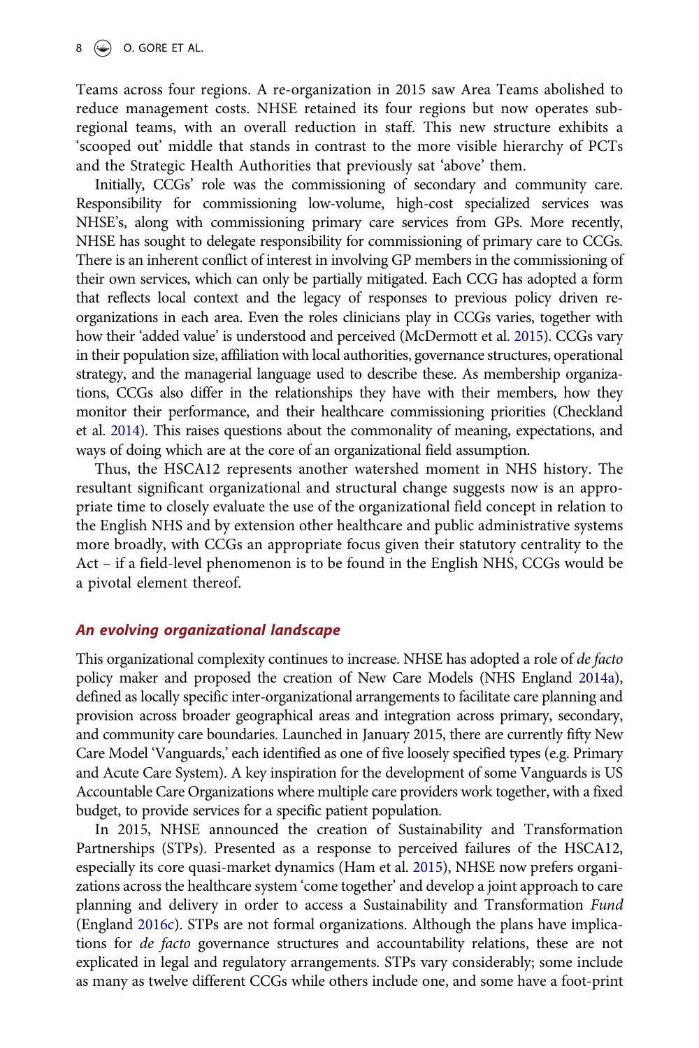Teams across four regions. A re-organization in 2015 saw Area Teams abolished to reduce management costs. NHSE retained its four regions but now operates sub-regional teams, with an overall reduction in staff. This new structure exhibits a 'scooped out' middle that stands in contrast to the more visible hierarchy of PCTs and the Strategic Health Authorities that previously sat 'above' them.

Initially, CCGs' role was the commissioning of secondary and community care. Responsibility for commissioning low-volume, high-cost specialized services was NHSE's, along with commissioning primary care services from GPs. More recently, NHSE has sought to delegate responsibility for commissioning of primary care to CCGs. There is an inherent conflict of interest in involving GP members in the commissioning of their own services, which can only be partially mitigated. Each CCG has adopted a form that reflects local context and the legacy of responses to previous policy driven re-organizations in each area. Even the roles clinicians play in CCGs varies, together with how their 'added value' is understood and perceived (McDermott et al. 2015). CCGs vary in their population size, affiliation with local authorities, governance structures, operational strategy, and the managerial language used to describe these. As membership organizations, CCGs also differ in the relationships they have with their members, how they monitor their performance, and their healthcare commissioning priorities (Checkland et al. 2014). This raises questions about the commonality of meaning, expectations, and ways of doing which are at the core of an organizational field assumption.

Thus, the HSCA12 represents another watershed moment in NHS history. The resultant significant organizational and structural change suggests now is an appropriate time to closely evaluate the use of the organizational field concept in relation to the English NHS and by extension other healthcare and public administrative systems more broadly, with CCGs an appropriate focus given their statutory centrality to the Act – if a field-level phenomenon is to be found in the English NHS, CCGs would be a pivotal element thereof.

### *An evolving organizational landscape*

This organizational complexity continues to increase. NHSE has adopted a role of *de facto* policy maker and proposed the creation of New Care Models (NHS England 2014a), defined as locally specific inter-organizational arrangements to facilitate care planning and provision across broader geographical areas and integration across primary, secondary, and community care boundaries. Launched in January 2015, there are currently fifty New Care Model 'Vanguards,' each identified as one of five loosely specified types (e.g. Primary and Acute Care System). A key inspiration for the development of some Vanguards is US Accountable Care Organizations where multiple care providers work together, with a fixed budget, to provide services for a specific patient population.

In 2015, NHSE announced the creation of Sustainability and Transformation Partnerships (STPs). Presented as a response to perceived failures of the HSCA12, especially its core quasi-market dynamics (Ham et al. 2015), NHSE now prefers organizations across the healthcare system 'come together' and develop a joint approach to care planning and delivery in order to access a Sustainability and Transformation *Fund* (England 2016c). STPs are not formal organizations. Although the plans have implications for *de facto* governance structures and accountability relations, these are not explicated in legal and regulatory arrangements. STPs vary considerably; some include as many as twelve different CCGs while others include one, and some have a foot-print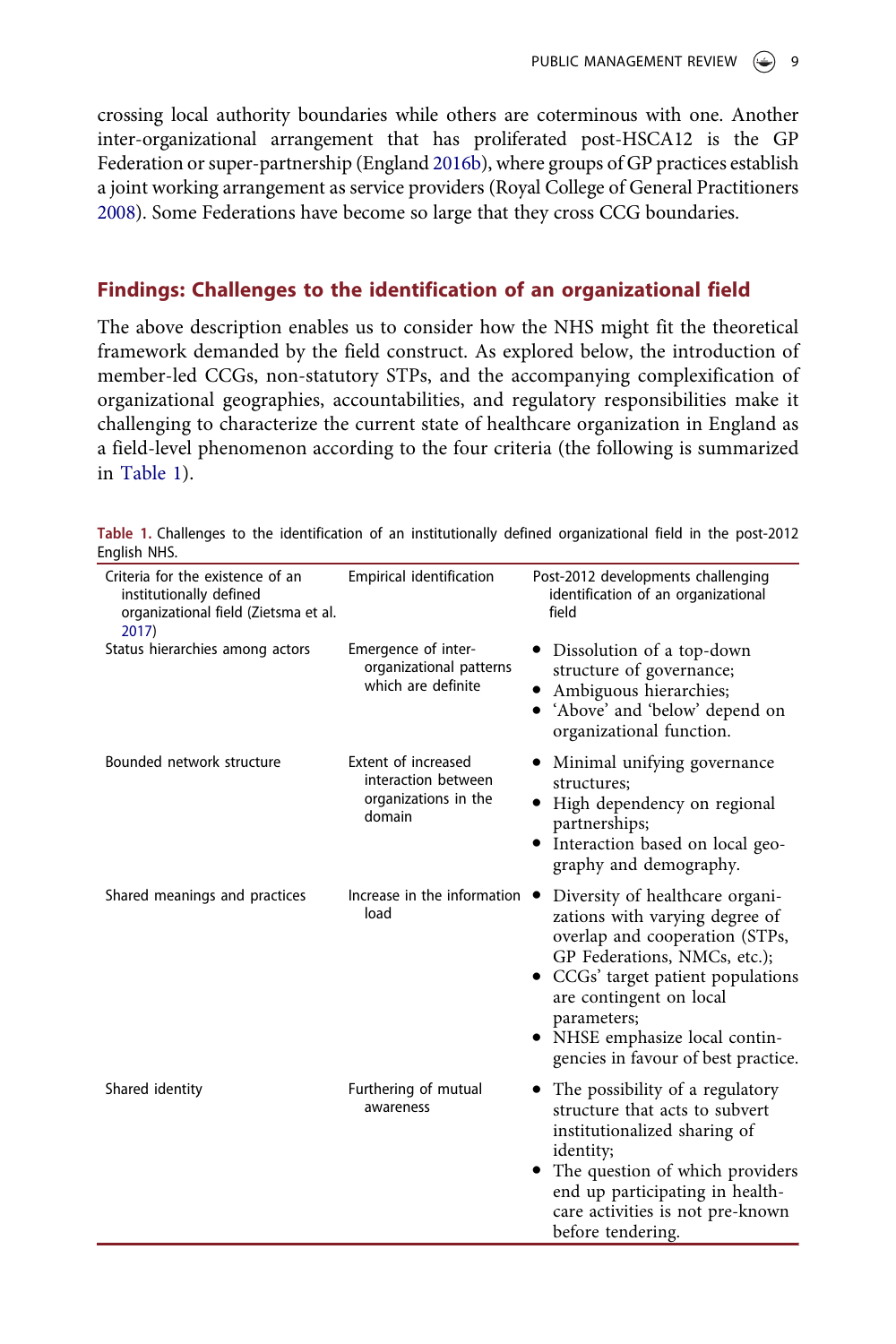crossing local authority boundaries while others are coterminous with one. Another inter-organizational arrangement that has proliferated post-HSCA12 is the GP Federation or super-partnership (England 2016b), where groups of GP practices establish a joint working arrangement as service providers (Royal College of General Practitioners 2008). Some Federations have become so large that they cross CCG boundaries.

## Findings: Challenges to the identification of an organizational field

The above description enables us to consider how the NHS might fit the theoretical framework demanded by the field construct. As explored below, the introduction of member-led CCGs, non-statutory STPs, and the accompanying complexification of organizational geographies, accountabilities, and regulatory responsibilities make it challenging to characterize the current state of healthcare organization in England as a field-level phenomenon according to the four criteria (the following is summarized in Table 1).

**Table 1.** Challenges to the identification of an institutionally defined organizational field in the post-2012 English NHS.

| Criteria for the existence of an institutionally defined organizational field (Zietsma et al. 2017) | Empirical identification | Post-2012 developments challenging identification of an organizational field |
|---|---|---|
| Status hierarchies among actors | Emergence of inter-organizational patterns which are definite | • Dissolution of a top-down structure of governance;<br>• Ambiguous hierarchies;<br>• 'Above' and 'below' depend on organizational function. |
| Bounded network structure | Extent of increased interaction between organizations in the domain | • Minimal unifying governance structures;<br>• High dependency on regional partnerships;<br>• Interaction based on local geography and demography. |
| Shared meanings and practices | Increase in the information load | • Diversity of healthcare organizations with varying degree of overlap and cooperation (STPs, GP Federations, NMCs, etc.);<br>• CCGs' target patient populations are contingent on local parameters;<br>• NHSE emphasize local contingencies in favour of best practice. |
| Shared identity | Furthering of mutual awareness | • The possibility of a regulatory structure that acts to subvert institutionalized sharing of identity;<br>• The question of which providers end up participating in healthcare activities is not pre-known before tendering. |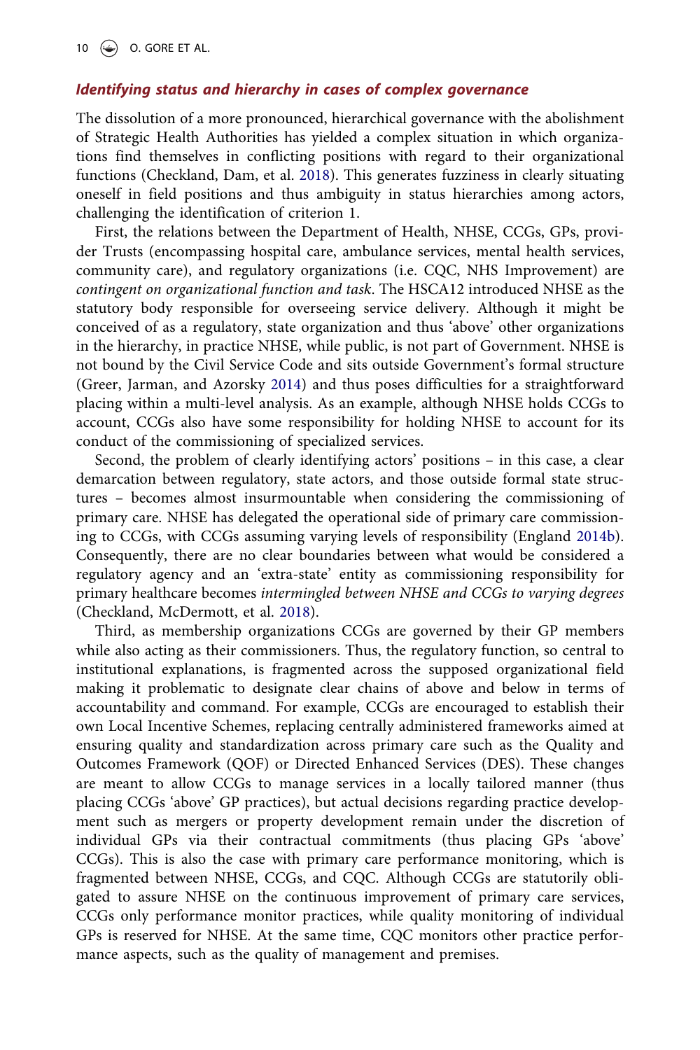### *Identifying status and hierarchy in cases of complex governance*

The dissolution of a more pronounced, hierarchical governance with the abolishment of Strategic Health Authorities has yielded a complex situation in which organizations find themselves in conflicting positions with regard to their organizational functions (Checkland, Dam, et al. 2018). This generates fuzziness in clearly situating oneself in field positions and thus ambiguity in status hierarchies among actors, challenging the identification of criterion 1.

First, the relations between the Department of Health, NHSE, CCGs, GPs, provider Trusts (encompassing hospital care, ambulance services, mental health services, community care), and regulatory organizations (i.e. CQC, NHS Improvement) are *contingent on organizational function and task*. The HSCA12 introduced NHSE as the statutory body responsible for overseeing service delivery. Although it might be conceived of as a regulatory, state organization and thus 'above' other organizations in the hierarchy, in practice NHSE, while public, is not part of Government. NHSE is not bound by the Civil Service Code and sits outside Government's formal structure (Greer, Jarman, and Azorsky 2014) and thus poses difficulties for a straightforward placing within a multi-level analysis. As an example, although NHSE holds CCGs to account, CCGs also have some responsibility for holding NHSE to account for its conduct of the commissioning of specialized services.

Second, the problem of clearly identifying actors' positions – in this case, a clear demarcation between regulatory, state actors, and those outside formal state structures – becomes almost insurmountable when considering the commissioning of primary care. NHSE has delegated the operational side of primary care commissioning to CCGs, with CCGs assuming varying levels of responsibility (England 2014b). Consequently, there are no clear boundaries between what would be considered a regulatory agency and an 'extra-state' entity as commissioning responsibility for primary healthcare becomes *intermingled between NHSE and CCGs to varying degrees* (Checkland, McDermott, et al. 2018).

Third, as membership organizations CCGs are governed by their GP members while also acting as their commissioners. Thus, the regulatory function, so central to institutional explanations, is fragmented across the supposed organizational field making it problematic to designate clear chains of above and below in terms of accountability and command. For example, CCGs are encouraged to establish their own Local Incentive Schemes, replacing centrally administered frameworks aimed at ensuring quality and standardization across primary care such as the Quality and Outcomes Framework (QOF) or Directed Enhanced Services (DES). These changes are meant to allow CCGs to manage services in a locally tailored manner (thus placing CCGs 'above' GP practices), but actual decisions regarding practice development such as mergers or property development remain under the discretion of individual GPs via their contractual commitments (thus placing GPs 'above' CCGs). This is also the case with primary care performance monitoring, which is fragmented between NHSE, CCGs, and CQC. Although CCGs are statutorily obligated to assure NHSE on the continuous improvement of primary care services, CCGs only performance monitor practices, while quality monitoring of individual GPs is reserved for NHSE. At the same time, CQC monitors other practice performance aspects, such as the quality of management and premises.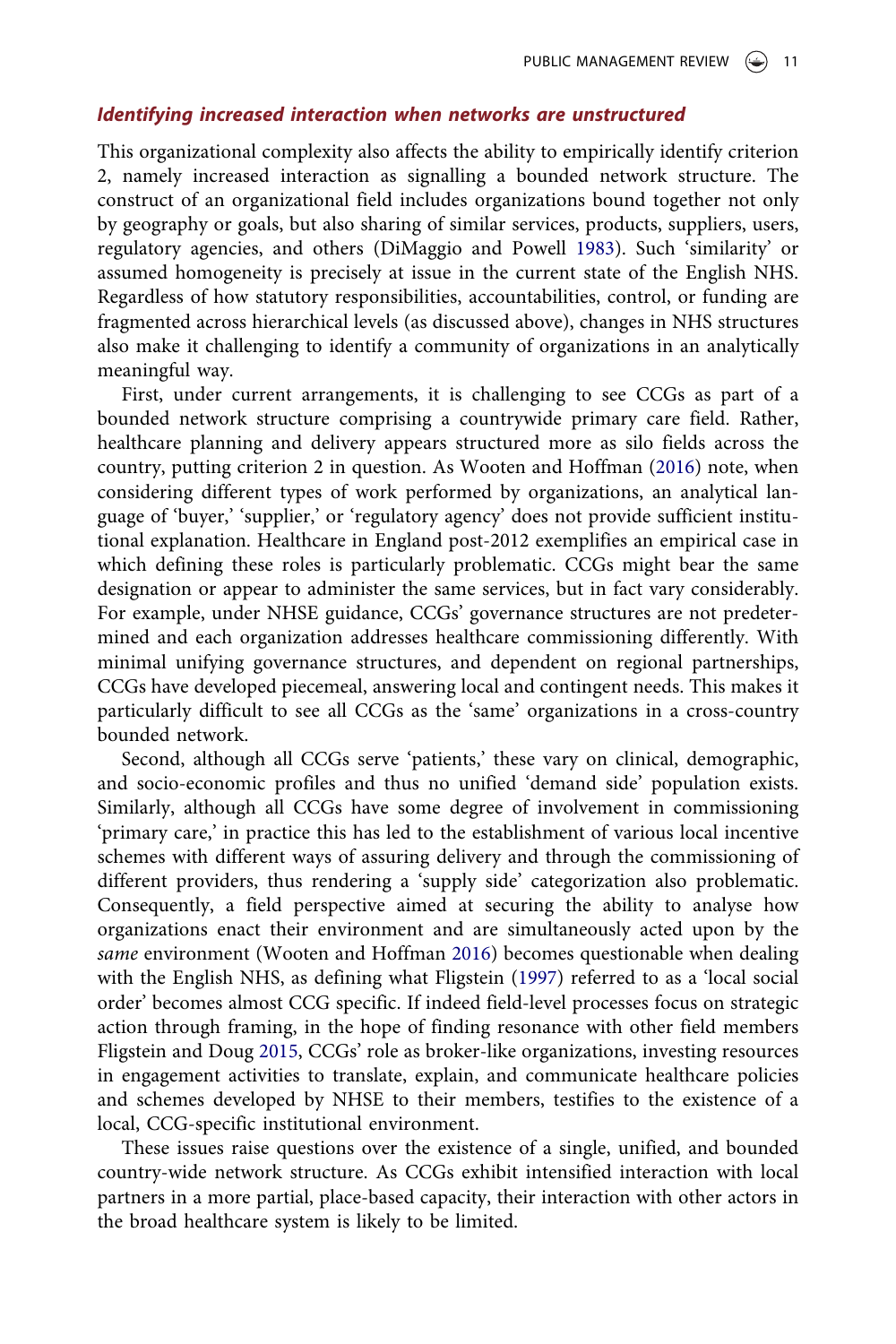### *Identifying increased interaction when networks are unstructured*

This organizational complexity also affects the ability to empirically identify criterion 2, namely increased interaction as signalling a bounded network structure. The construct of an organizational field includes organizations bound together not only by geography or goals, but also sharing of similar services, products, suppliers, users, regulatory agencies, and others (DiMaggio and Powell 1983). Such 'similarity' or assumed homogeneity is precisely at issue in the current state of the English NHS. Regardless of how statutory responsibilities, accountabilities, control, or funding are fragmented across hierarchical levels (as discussed above), changes in NHS structures also make it challenging to identify a community of organizations in an analytically meaningful way.

First, under current arrangements, it is challenging to see CCGs as part of a bounded network structure comprising a countrywide primary care field. Rather, healthcare planning and delivery appears structured more as silo fields across the country, putting criterion 2 in question. As Wooten and Hoffman (2016) note, when considering different types of work performed by organizations, an analytical language of 'buyer,' 'supplier,' or 'regulatory agency' does not provide sufficient institutional explanation. Healthcare in England post-2012 exemplifies an empirical case in which defining these roles is particularly problematic. CCGs might bear the same designation or appear to administer the same services, but in fact vary considerably. For example, under NHSE guidance, CCGs' governance structures are not predetermined and each organization addresses healthcare commissioning differently. With minimal unifying governance structures, and dependent on regional partnerships, CCGs have developed piecemeal, answering local and contingent needs. This makes it particularly difficult to see all CCGs as the 'same' organizations in a cross-country bounded network.

Second, although all CCGs serve 'patients,' these vary on clinical, demographic, and socio-economic profiles and thus no unified 'demand side' population exists. Similarly, although all CCGs have some degree of involvement in commissioning 'primary care,' in practice this has led to the establishment of various local incentive schemes with different ways of assuring delivery and through the commissioning of different providers, thus rendering a 'supply side' categorization also problematic. Consequently, a field perspective aimed at securing the ability to analyse how organizations enact their environment and are simultaneously acted upon by the *same* environment (Wooten and Hoffman 2016) becomes questionable when dealing with the English NHS, as defining what Fligstein (1997) referred to as a 'local social order' becomes almost CCG specific. If indeed field-level processes focus on strategic action through framing, in the hope of finding resonance with other field members Fligstein and Doug 2015, CCGs' role as broker-like organizations, investing resources in engagement activities to translate, explain, and communicate healthcare policies and schemes developed by NHSE to their members, testifies to the existence of a local, CCG-specific institutional environment.

These issues raise questions over the existence of a single, unified, and bounded country-wide network structure. As CCGs exhibit intensified interaction with local partners in a more partial, place-based capacity, their interaction with other actors in the broad healthcare system is likely to be limited.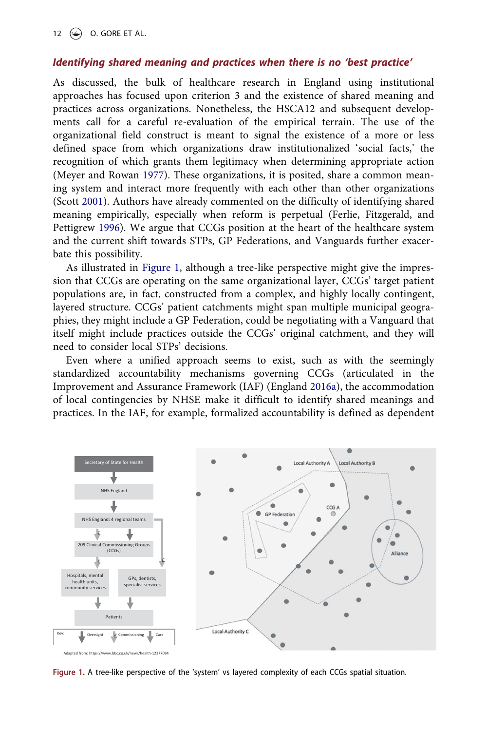### *Identifying shared meaning and practices when there is no 'best practice'*

As discussed, the bulk of healthcare research in England using institutional approaches has focused upon criterion 3 and the existence of shared meaning and practices across organizations. Nonetheless, the HSCA12 and subsequent developments call for a careful re-evaluation of the empirical terrain. The use of the organizational field construct is meant to signal the existence of a more or less defined space from which organizations draw institutionalized 'social facts,' the recognition of which grants them legitimacy when determining appropriate action (Meyer and Rowan 1977). These organizations, it is posited, share a common meaning system and interact more frequently with each other than other organizations (Scott 2001). Authors have already commented on the difficulty of identifying shared meaning empirically, especially when reform is perpetual (Ferlie, Fitzgerald, and Pettigrew 1996). We argue that CCGs position at the heart of the healthcare system and the current shift towards STPs, GP Federations, and Vanguards further exacerbate this possibility.

As illustrated in Figure 1, although a tree-like perspective might give the impression that CCGs are operating on the same organizational layer, CCGs' target patient populations are, in fact, constructed from a complex, and highly locally contingent, layered structure. CCGs' patient catchments might span multiple municipal geographies, they might include a GP Federation, could be negotiating with a Vanguard that itself might include practices outside the CCGs' original catchment, and they will need to consider local STPs' decisions.

Even where a unified approach seems to exist, such as with the seemingly standardized accountability mechanisms governing CCGs (articulated in the Improvement and Assurance Framework (IAF) (England 2016a), the accommodation of local contingencies by NHSE make it difficult to identify shared meanings and practices. In the IAF, for example, formalized accountability is defined as dependent

Secretary of State for Health
NHS England
NHS England: 4 regional teams
209 Clinical Commissioning Groups (CCGs)
Hospitals, mental health units, community services
GPs, dentists, specialist services
Patients
Key: Oversight £ Commissioning Care
Adapted from: https://www.bbc.co.uk/news/health-12177084

Local Authority A
Local Authority B
Local Authority C
GP Federation
CCG A
Alliance

Figure 1. A tree-like perspective of the 'system' vs layered complexity of each CCGs spatial situation.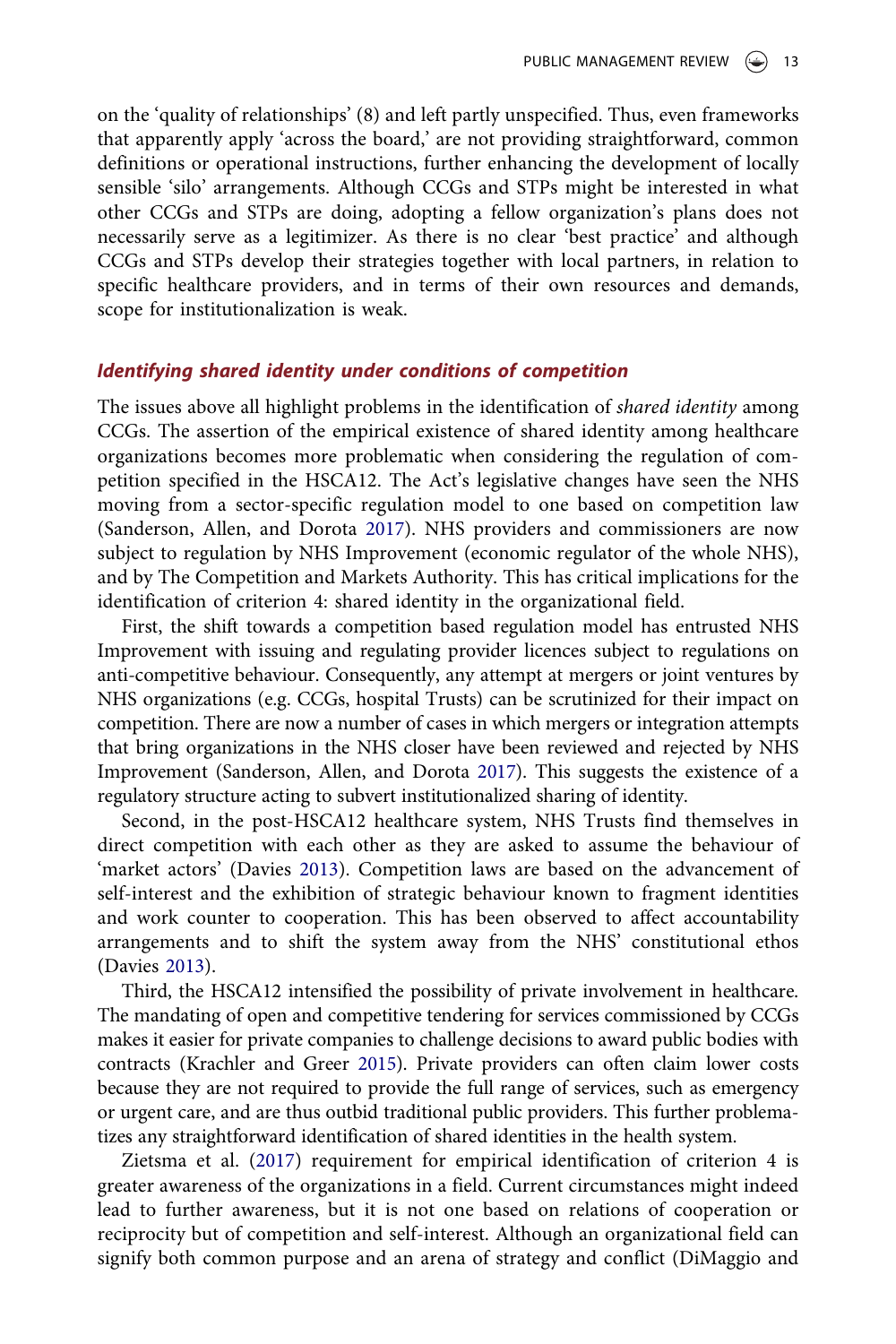on the 'quality of relationships' (8) and left partly unspecified. Thus, even frameworks that apparently apply 'across the board,' are not providing straightforward, common definitions or operational instructions, further enhancing the development of locally sensible 'silo' arrangements. Although CCGs and STPs might be interested in what other CCGs and STPs are doing, adopting a fellow organization's plans does not necessarily serve as a legitimizer. As there is no clear 'best practice' and although CCGs and STPs develop their strategies together with local partners, in relation to specific healthcare providers, and in terms of their own resources and demands, scope for institutionalization is weak.

### *Identifying shared identity under conditions of competition*

The issues above all highlight problems in the identification of *shared identity* among CCGs. The assertion of the empirical existence of shared identity among healthcare organizations becomes more problematic when considering the regulation of competition specified in the HSCA12. The Act's legislative changes have seen the NHS moving from a sector-specific regulation model to one based on competition law (Sanderson, Allen, and Dorota 2017). NHS providers and commissioners are now subject to regulation by NHS Improvement (economic regulator of the whole NHS), and by The Competition and Markets Authority. This has critical implications for the identification of criterion 4: shared identity in the organizational field.

First, the shift towards a competition based regulation model has entrusted NHS Improvement with issuing and regulating provider licences subject to regulations on anti-competitive behaviour. Consequently, any attempt at mergers or joint ventures by NHS organizations (e.g. CCGs, hospital Trusts) can be scrutinized for their impact on competition. There are now a number of cases in which mergers or integration attempts that bring organizations in the NHS closer have been reviewed and rejected by NHS Improvement (Sanderson, Allen, and Dorota 2017). This suggests the existence of a regulatory structure acting to subvert institutionalized sharing of identity.

Second, in the post-HSCA12 healthcare system, NHS Trusts find themselves in direct competition with each other as they are asked to assume the behaviour of 'market actors' (Davies 2013). Competition laws are based on the advancement of self-interest and the exhibition of strategic behaviour known to fragment identities and work counter to cooperation. This has been observed to affect accountability arrangements and to shift the system away from the NHS' constitutional ethos (Davies 2013).

Third, the HSCA12 intensified the possibility of private involvement in healthcare. The mandating of open and competitive tendering for services commissioned by CCGs makes it easier for private companies to challenge decisions to award public bodies with contracts (Krachler and Greer 2015). Private providers can often claim lower costs because they are not required to provide the full range of services, such as emergency or urgent care, and are thus outbid traditional public providers. This further problematizes any straightforward identification of shared identities in the health system.

Zietsma et al. (2017) requirement for empirical identification of criterion 4 is greater awareness of the organizations in a field. Current circumstances might indeed lead to further awareness, but it is not one based on relations of cooperation or reciprocity but of competition and self-interest. Although an organizational field can signify both common purpose and an arena of strategy and conflict (DiMaggio and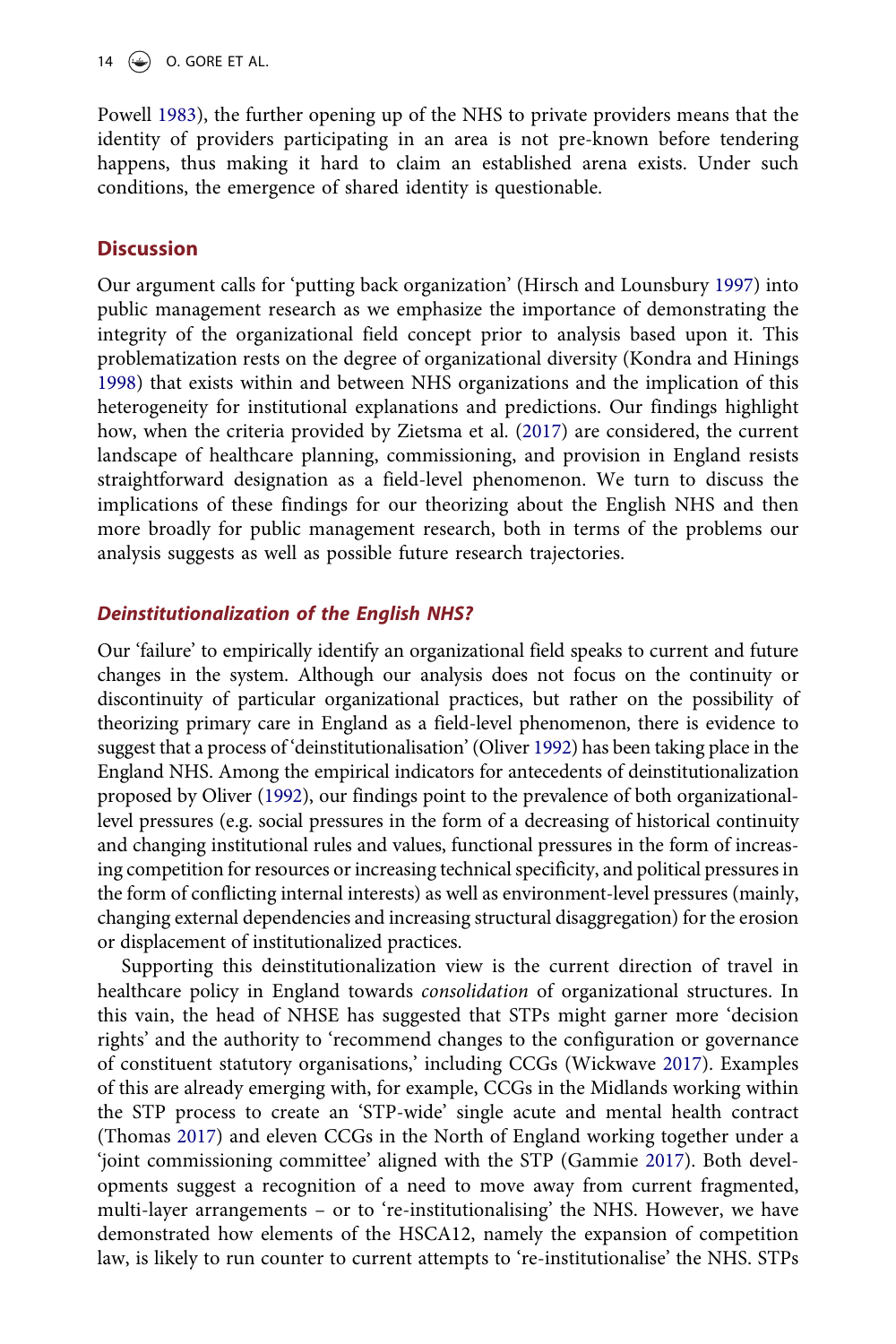Powell 1983), the further opening up of the NHS to private providers means that the identity of providers participating in an area is not pre-known before tendering happens, thus making it hard to claim an established arena exists. Under such conditions, the emergence of shared identity is questionable.

## Discussion

Our argument calls for 'putting back organization' (Hirsch and Lounsbury 1997) into public management research as we emphasize the importance of demonstrating the integrity of the organizational field concept prior to analysis based upon it. This problematization rests on the degree of organizational diversity (Kondra and Hinings 1998) that exists within and between NHS organizations and the implication of this heterogeneity for institutional explanations and predictions. Our findings highlight how, when the criteria provided by Zietsma et al. (2017) are considered, the current landscape of healthcare planning, commissioning, and provision in England resists straightforward designation as a field-level phenomenon. We turn to discuss the implications of these findings for our theorizing about the English NHS and then more broadly for public management research, both in terms of the problems our analysis suggests as well as possible future research trajectories.

### *Deinstitutionalization of the English NHS?*

Our 'failure' to empirically identify an organizational field speaks to current and future changes in the system. Although our analysis does not focus on the continuity or discontinuity of particular organizational practices, but rather on the possibility of theorizing primary care in England as a field-level phenomenon, there is evidence to suggest that a process of 'deinstitutionalisation' (Oliver 1992) has been taking place in the England NHS. Among the empirical indicators for antecedents of deinstitutionalization proposed by Oliver (1992), our findings point to the prevalence of both organizational-level pressures (e.g. social pressures in the form of a decreasing of historical continuity and changing institutional rules and values, functional pressures in the form of increasing competition for resources or increasing technical specificity, and political pressures in the form of conflicting internal interests) as well as environment-level pressures (mainly, changing external dependencies and increasing structural disaggregation) for the erosion or displacement of institutionalized practices.

Supporting this deinstitutionalization view is the current direction of travel in healthcare policy in England towards *consolidation* of organizational structures. In this vain, the head of NHSE has suggested that STPs might garner more 'decision rights' and the authority to 'recommend changes to the configuration or governance of constituent statutory organisations,' including CCGs (Wickwave 2017). Examples of this are already emerging with, for example, CCGs in the Midlands working within the STP process to create an 'STP-wide' single acute and mental health contract (Thomas 2017) and eleven CCGs in the North of England working together under a 'joint commissioning committee' aligned with the STP (Gammie 2017). Both developments suggest a recognition of a need to move away from current fragmented, multi-layer arrangements – or to 're-institutionalising' the NHS. However, we have demonstrated how elements of the HSCA12, namely the expansion of competition law, is likely to run counter to current attempts to 're-institutionalise' the NHS. STPs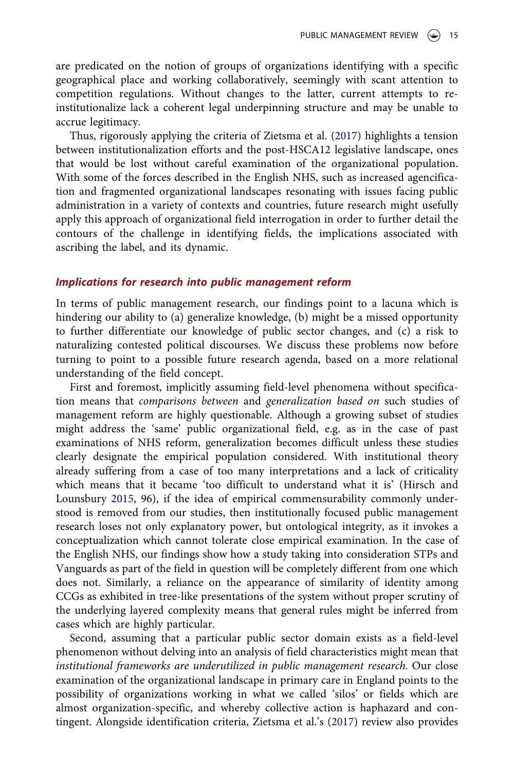are predicated on the notion of groups of organizations identifying with a specific geographical place and working collaboratively, seemingly with scant attention to competition regulations. Without changes to the latter, current attempts to re-institutionalize lack a coherent legal underpinning structure and may be unable to accrue legitimacy.

Thus, rigorously applying the criteria of Zietsma et al. (2017) highlights a tension between institutionalization efforts and the post-HSCA12 legislative landscape, ones that would be lost without careful examination of the organizational population. With some of the forces described in the English NHS, such as increased agencification and fragmented organizational landscapes resonating with issues facing public administration in a variety of contexts and countries, future research might usefully apply this approach of organizational field interrogation in order to further detail the contours of the challenge in identifying fields, the implications associated with ascribing the label, and its dynamic.

### *Implications for research into public management reform*

In terms of public management research, our findings point to a lacuna which is hindering our ability to (a) generalize knowledge, (b) might be a missed opportunity to further differentiate our knowledge of public sector changes, and (c) a risk to naturalizing contested political discourses. We discuss these problems now before turning to point to a possible future research agenda, based on a more relational understanding of the field concept.

First and foremost, implicitly assuming field-level phenomena without specification means that *comparisons between* and *generalization based on* such studies of management reform are highly questionable. Although a growing subset of studies might address the 'same' public organizational field, e.g. as in the case of past examinations of NHS reform, generalization becomes difficult unless these studies clearly designate the empirical population considered. With institutional theory already suffering from a case of too many interpretations and a lack of criticality which means that it became 'too difficult to understand what it is' (Hirsch and Lounsbury 2015, 96), if the idea of empirical commensurability commonly understood is removed from our studies, then institutionally focused public management research loses not only explanatory power, but ontological integrity, as it invokes a conceptualization which cannot tolerate close empirical examination. In the case of the English NHS, our findings show how a study taking into consideration STPs and Vanguards as part of the field in question will be completely different from one which does not. Similarly, a reliance on the appearance of similarity of identity among CCGs as exhibited in tree-like presentations of the system without proper scrutiny of the underlying layered complexity means that general rules might be inferred from cases which are highly particular.

Second, assuming that a particular public sector domain exists as a field-level phenomenon without delving into an analysis of field characteristics might mean that *institutional frameworks are underutilized in public management research*. Our close examination of the organizational landscape in primary care in England points to the possibility of organizations working in what we called 'silos' or fields which are almost organization-specific, and whereby collective action is haphazard and contingent. Alongside identification criteria, Zietsma et al.'s (2017) review also provides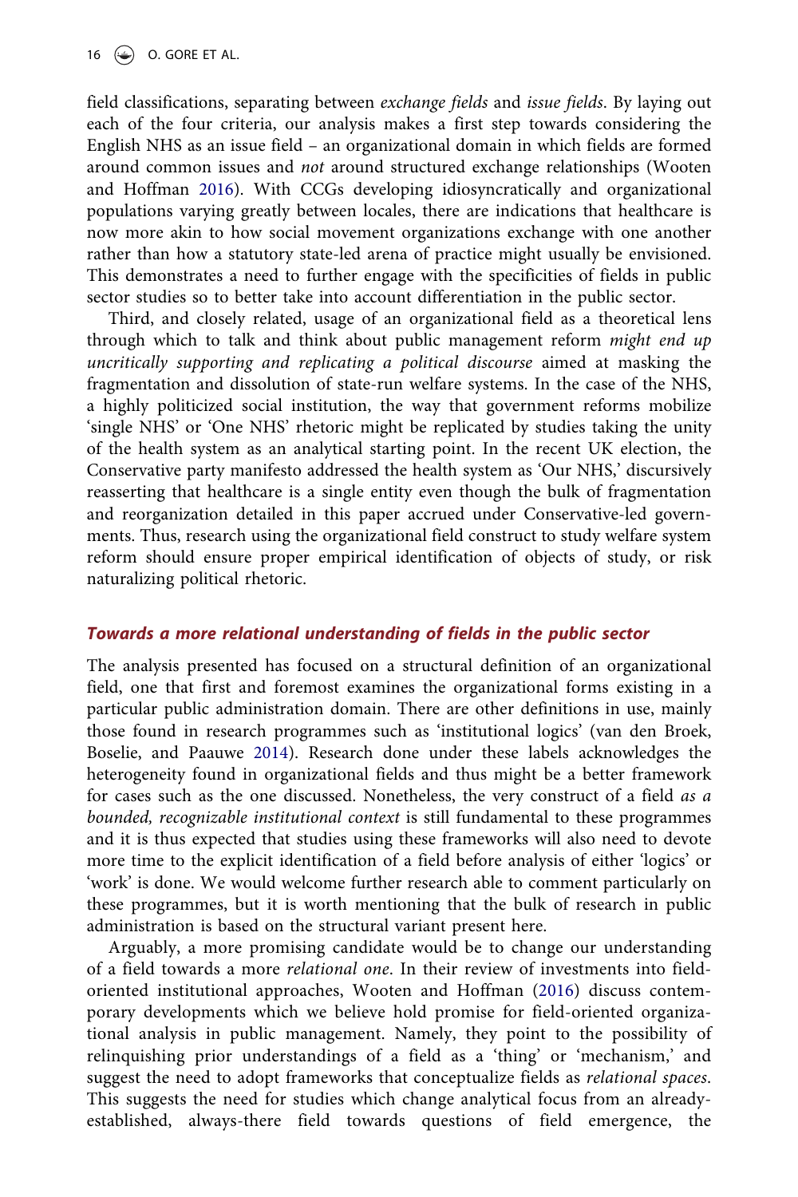field classifications, separating between *exchange fields* and *issue fields*. By laying out each of the four criteria, our analysis makes a first step towards considering the English NHS as an issue field – an organizational domain in which fields are formed around common issues and *not* around structured exchange relationships (Wooten and Hoffman 2016). With CCGs developing idiosyncratically and organizational populations varying greatly between locales, there are indications that healthcare is now more akin to how social movement organizations exchange with one another rather than how a statutory state-led arena of practice might usually be envisioned. This demonstrates a need to further engage with the specificities of fields in public sector studies so to better take into account differentiation in the public sector.

Third, and closely related, usage of an organizational field as a theoretical lens through which to talk and think about public management reform *might end up uncritically supporting and replicating a political discourse* aimed at masking the fragmentation and dissolution of state-run welfare systems. In the case of the NHS, a highly politicized social institution, the way that government reforms mobilize 'single NHS' or 'One NHS' rhetoric might be replicated by studies taking the unity of the health system as an analytical starting point. In the recent UK election, the Conservative party manifesto addressed the health system as 'Our NHS,' discursively reasserting that healthcare is a single entity even though the bulk of fragmentation and reorganization detailed in this paper accrued under Conservative-led governments. Thus, research using the organizational field construct to study welfare system reform should ensure proper empirical identification of objects of study, or risk naturalizing political rhetoric.

### *Towards a more relational understanding of fields in the public sector*

The analysis presented has focused on a structural definition of an organizational field, one that first and foremost examines the organizational forms existing in a particular public administration domain. There are other definitions in use, mainly those found in research programmes such as 'institutional logics' (van den Broek, Boselie, and Paauwe 2014). Research done under these labels acknowledges the heterogeneity found in organizational fields and thus might be a better framework for cases such as the one discussed. Nonetheless, the very construct of a field *as a bounded, recognizable institutional context* is still fundamental to these programmes and it is thus expected that studies using these frameworks will also need to devote more time to the explicit identification of a field before analysis of either 'logics' or 'work' is done. We would welcome further research able to comment particularly on these programmes, but it is worth mentioning that the bulk of research in public administration is based on the structural variant present here.

Arguably, a more promising candidate would be to change our understanding of a field towards a more *relational one*. In their review of investments into field-oriented institutional approaches, Wooten and Hoffman (2016) discuss contemporary developments which we believe hold promise for field-oriented organizational analysis in public management. Namely, they point to the possibility of relinquishing prior understandings of a field as a 'thing' or 'mechanism,' and suggest the need to adopt frameworks that conceptualize fields as *relational spaces*. This suggests the need for studies which change analytical focus from an already-established, always-there field towards questions of field emergence, the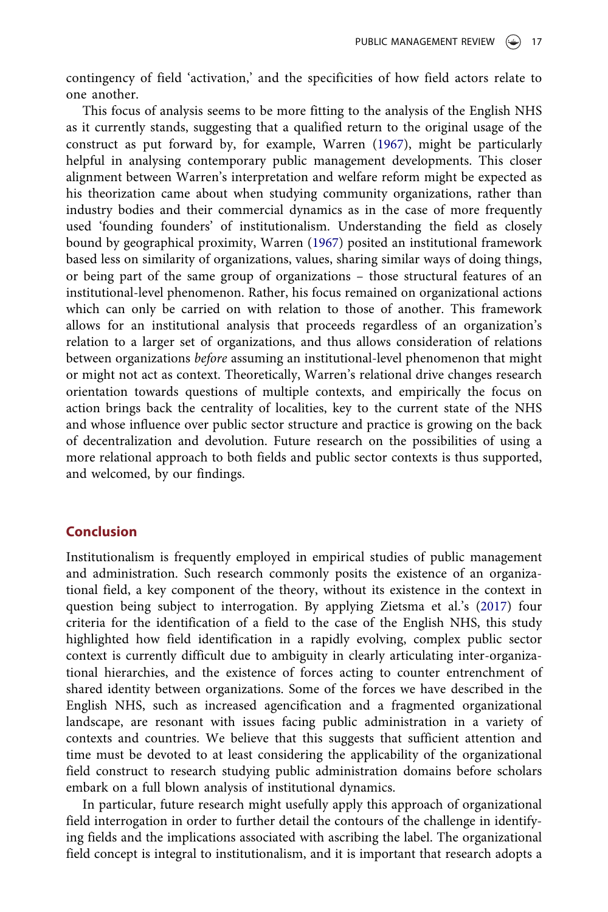contingency of field 'activation,' and the specificities of how field actors relate to one another.

This focus of analysis seems to be more fitting to the analysis of the English NHS as it currently stands, suggesting that a qualified return to the original usage of the construct as put forward by, for example, Warren (1967), might be particularly helpful in analysing contemporary public management developments. This closer alignment between Warren's interpretation and welfare reform might be expected as his theorization came about when studying community organizations, rather than industry bodies and their commercial dynamics as in the case of more frequently used 'founding founders' of institutionalism. Understanding the field as closely bound by geographical proximity, Warren (1967) posited an institutional framework based less on similarity of organizations, values, sharing similar ways of doing things, or being part of the same group of organizations – those structural features of an institutional-level phenomenon. Rather, his focus remained on organizational actions which can only be carried on with relation to those of another. This framework allows for an institutional analysis that proceeds regardless of an organization's relation to a larger set of organizations, and thus allows consideration of relations between organizations *before* assuming an institutional-level phenomenon that might or might not act as context. Theoretically, Warren's relational drive changes research orientation towards questions of multiple contexts, and empirically the focus on action brings back the centrality of localities, key to the current state of the NHS and whose influence over public sector structure and practice is growing on the back of decentralization and devolution. Future research on the possibilities of using a more relational approach to both fields and public sector contexts is thus supported, and welcomed, by our findings.

## Conclusion

Institutionalism is frequently employed in empirical studies of public management and administration. Such research commonly posits the existence of an organizational field, a key component of the theory, without its existence in the context in question being subject to interrogation. By applying Zietsma et al.'s (2017) four criteria for the identification of a field to the case of the English NHS, this study highlighted how field identification in a rapidly evolving, complex public sector context is currently difficult due to ambiguity in clearly articulating inter-organizational hierarchies, and the existence of forces acting to counter entrenchment of shared identity between organizations. Some of the forces we have described in the English NHS, such as increased agencification and a fragmented organizational landscape, are resonant with issues facing public administration in a variety of contexts and countries. We believe that this suggests that sufficient attention and time must be devoted to at least considering the applicability of the organizational field construct to research studying public administration domains before scholars embark on a full blown analysis of institutional dynamics.

In particular, future research might usefully apply this approach of organizational field interrogation in order to further detail the contours of the challenge in identifying fields and the implications associated with ascribing the label. The organizational field concept is integral to institutionalism, and it is important that research adopts a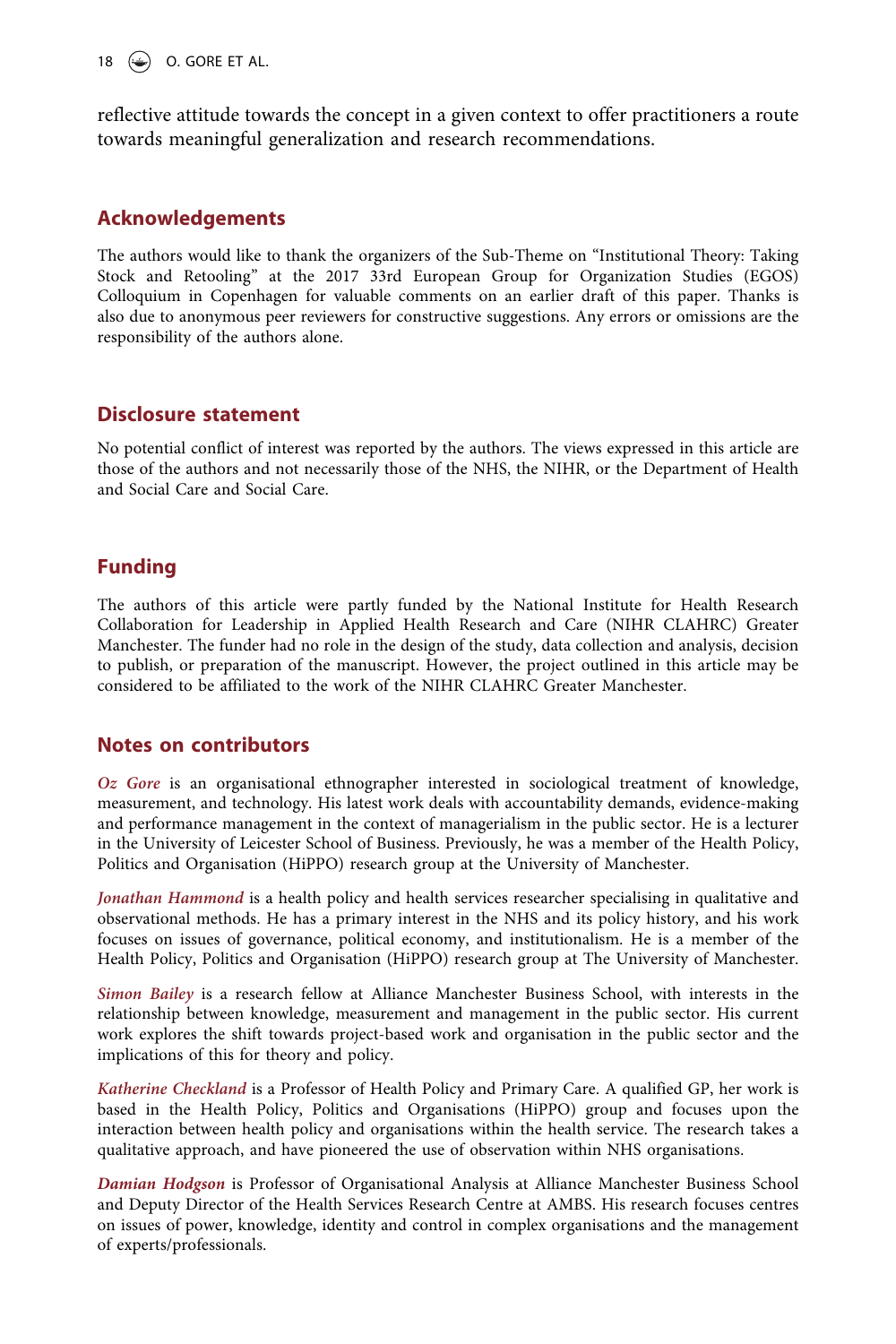reflective attitude towards the concept in a given context to offer practitioners a route towards meaningful generalization and research recommendations.

## Acknowledgements

The authors would like to thank the organizers of the Sub-Theme on "Institutional Theory: Taking Stock and Retooling" at the 2017 33rd European Group for Organization Studies (EGOS) Colloquium in Copenhagen for valuable comments on an earlier draft of this paper. Thanks is also due to anonymous peer reviewers for constructive suggestions. Any errors or omissions are the responsibility of the authors alone.

## Disclosure statement

No potential conflict of interest was reported by the authors. The views expressed in this article are those of the authors and not necessarily those of the NHS, the NIHR, or the Department of Health and Social Care and Social Care.

## Funding

The authors of this article were partly funded by the National Institute for Health Research Collaboration for Leadership in Applied Health Research and Care (NIHR CLAHRC) Greater Manchester. The funder had no role in the design of the study, data collection and analysis, decision to publish, or preparation of the manuscript. However, the project outlined in this article may be considered to be affiliated to the work of the NIHR CLAHRC Greater Manchester.

## Notes on contributors

*Oz Gore* is an organisational ethnographer interested in sociological treatment of knowledge, measurement, and technology. His latest work deals with accountability demands, evidence-making and performance management in the context of managerialism in the public sector. He is a lecturer in the University of Leicester School of Business. Previously, he was a member of the Health Policy, Politics and Organisation (HiPPO) research group at the University of Manchester.

*Jonathan Hammond* is a health policy and health services researcher specialising in qualitative and observational methods. He has a primary interest in the NHS and its policy history, and his work focuses on issues of governance, political economy, and institutionalism. He is a member of the Health Policy, Politics and Organisation (HiPPO) research group at The University of Manchester.

*Simon Bailey* is a research fellow at Alliance Manchester Business School, with interests in the relationship between knowledge, measurement and management in the public sector. His current work explores the shift towards project-based work and organisation in the public sector and the implications of this for theory and policy.

*Katherine Checkland* is a Professor of Health Policy and Primary Care. A qualified GP, her work is based in the Health Policy, Politics and Organisations (HiPPO) group and focuses upon the interaction between health policy and organisations within the health service. The research takes a qualitative approach, and have pioneered the use of observation within NHS organisations.

*Damian Hodgson* is Professor of Organisational Analysis at Alliance Manchester Business School and Deputy Director of the Health Services Research Centre at AMBS. His research focuses centres on issues of power, knowledge, identity and control in complex organisations and the management of experts/professionals.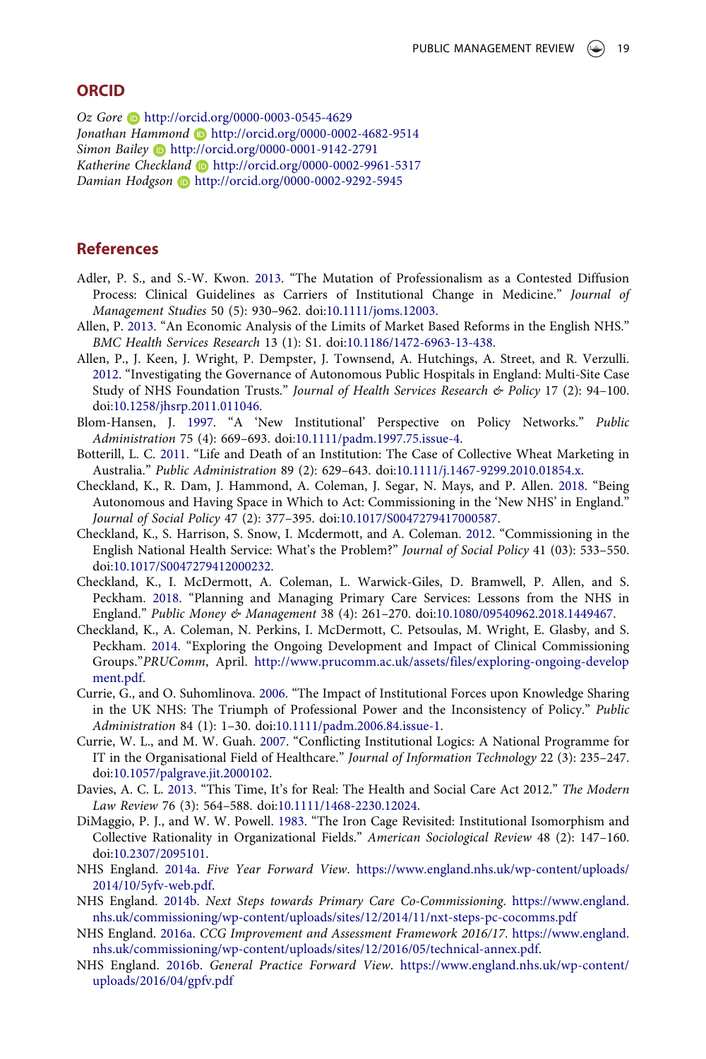## ORCID

*Oz Gore* http://orcid.org/0000-0003-0545-4629
*Jonathan Hammond* http://orcid.org/0000-0002-4682-9514
*Simon Bailey* http://orcid.org/0000-0001-9142-2791
*Katherine Checkland* http://orcid.org/0000-0002-9961-5317
*Damian Hodgson* http://orcid.org/0000-0002-9292-5945

## References

Adler, P. S., and S.-W. Kwon. 2013. "The Mutation of Professionalism as a Contested Diffusion Process: Clinical Guidelines as Carriers of Institutional Change in Medicine." *Journal of Management Studies* 50 (5): 930–962. doi:10.1111/joms.12003.

Allen, P. 2013. "An Economic Analysis of the Limits of Market Based Reforms in the English NHS." *BMC Health Services Research* 13 (1): S1. doi:10.1186/1472-6963-13-438.

Allen, P., J. Keen, J. Wright, P. Dempster, J. Townsend, A. Hutchings, A. Street, and R. Verzulli. 2012. "Investigating the Governance of Autonomous Public Hospitals in England: Multi-Site Case Study of NHS Foundation Trusts." *Journal of Health Services Research & Policy* 17 (2): 94–100. doi:10.1258/jhsrp.2011.011046.

Blom-Hansen, J. 1997. "A 'New Institutional' Perspective on Policy Networks." *Public Administration* 75 (4): 669–693. doi:10.1111/padm.1997.75.issue-4.

Botterill, L. C. 2011. "Life and Death of an Institution: The Case of Collective Wheat Marketing in Australia." *Public Administration* 89 (2): 629–643. doi:10.1111/j.1467-9299.2010.01854.x.

Checkland, K., R. Dam, J. Hammond, A. Coleman, J. Segar, N. Mays, and P. Allen. 2018. "Being Autonomous and Having Space in Which to Act: Commissioning in the 'New NHS' in England." *Journal of Social Policy* 47 (2): 377–395. doi:10.1017/S0047279417000587.

Checkland, K., S. Harrison, S. Snow, I. Mcdermott, and A. Coleman. 2012. "Commissioning in the English National Health Service: What's the Problem?" *Journal of Social Policy* 41 (03): 533–550. doi:10.1017/S0047279412000232.

Checkland, K., I. McDermott, A. Coleman, L. Warwick-Giles, D. Bramwell, P. Allen, and S. Peckham. 2018. "Planning and Managing Primary Care Services: Lessons from the NHS in England." *Public Money & Management* 38 (4): 261–270. doi:10.1080/09540962.2018.1449467.

Checkland, K., A. Coleman, N. Perkins, I. McDermott, C. Petsoulas, M. Wright, E. Glasby, and S. Peckham. 2014. "Exploring the Ongoing Development and Impact of Clinical Commissioning Groups."*PRUComm*, April. http://www.prucomm.ac.uk/assets/files/exploring-ongoing-development.pdf.

Currie, G., and O. Suhomlinova. 2006. "The Impact of Institutional Forces upon Knowledge Sharing in the UK NHS: The Triumph of Professional Power and the Inconsistency of Policy." *Public Administration* 84 (1): 1–30. doi:10.1111/padm.2006.84.issue-1.

Currie, W. L., and M. W. Guah. 2007. "Conflicting Institutional Logics: A National Programme for IT in the Organisational Field of Healthcare." *Journal of Information Technology* 22 (3): 235–247. doi:10.1057/palgrave.jit.2000102.

Davies, A. C. L. 2013. "This Time, It's for Real: The Health and Social Care Act 2012." *The Modern Law Review* 76 (3): 564–588. doi:10.1111/1468-2230.12024.

DiMaggio, P. J., and W. W. Powell. 1983. "The Iron Cage Revisited: Institutional Isomorphism and Collective Rationality in Organizational Fields." *American Sociological Review* 48 (2): 147–160. doi:10.2307/2095101.

NHS England. 2014a. *Five Year Forward View*. https://www.england.nhs.uk/wp-content/uploads/2014/10/5yfv-web.pdf.

NHS England. 2014b. *Next Steps towards Primary Care Co-Commissioning*. https://www.england.nhs.uk/commissioning/wp-content/uploads/sites/12/2014/11/nxt-steps-pc-cocomms.pdf

NHS England. 2016a. *CCG Improvement and Assessment Framework 2016/17*. https://www.england.nhs.uk/commissioning/wp-content/uploads/sites/12/2016/05/technical-annex.pdf.

NHS England. 2016b. *General Practice Forward View*. https://www.england.nhs.uk/wp-content/uploads/2016/04/gpfv.pdf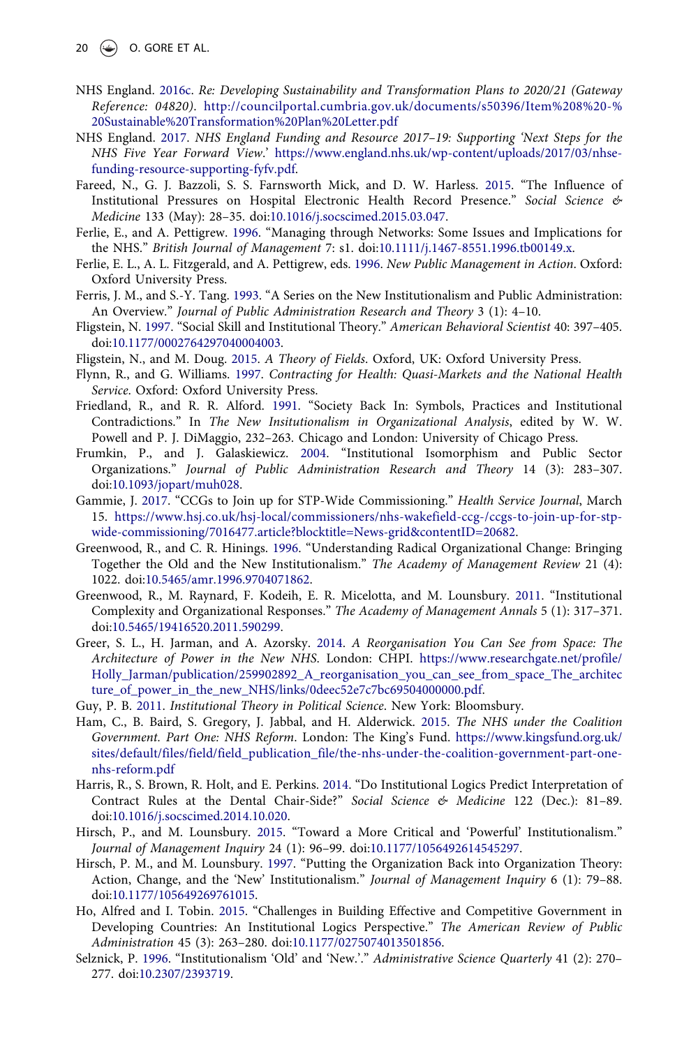NHS England. 2016c. *Re: Developing Sustainability and Transformation Plans to 2020/21 (Gateway Reference: 04820)*. http://councilportal.cumbria.gov.uk/documents/s50396/Item%208%20-%20Sustainable%20Transformation%20Plan%20Letter.pdf

NHS England. 2017. *NHS England Funding and Resource 2017–19: Supporting 'Next Steps for the NHS Five Year Forward View.'* https://www.england.nhs.uk/wp-content/uploads/2017/03/nhse-funding-resource-supporting-fyfv.pdf.

Fareed, N., G. J. Bazzoli, S. S. Farnsworth Mick, and D. W. Harless. 2015. "The Influence of Institutional Pressures on Hospital Electronic Health Record Presence." *Social Science & Medicine* 133 (May): 28–35. doi:10.1016/j.socscimed.2015.03.047.

Ferlie, E., and A. Pettigrew. 1996. "Managing through Networks: Some Issues and Implications for the NHS." *British Journal of Management* 7: s1. doi:10.1111/j.1467-8551.1996.tb00149.x.

Ferlie, E. L., A. L. Fitzgerald, and A. Pettigrew, eds. 1996. *New Public Management in Action*. Oxford: Oxford University Press.

Ferris, J. M., and S.-Y. Tang. 1993. "A Series on the New Institutionalism and Public Administration: An Overview." *Journal of Public Administration Research and Theory* 3 (1): 4–10.

Fligstein, N. 1997. "Social Skill and Institutional Theory." *American Behavioral Scientist* 40: 397–405. doi:10.1177/0002764297040004003.

Fligstein, N., and M. Doug. 2015. *A Theory of Fields*. Oxford, UK: Oxford University Press.

Flynn, R., and G. Williams. 1997. *Contracting for Health: Quasi-Markets and the National Health Service*. Oxford: Oxford University Press.

Friedland, R., and R. R. Alford. 1991. "Society Back In: Symbols, Practices and Institutional Contradictions." In *The New Insitutionalism in Organizational Analysis*, edited by W. W. Powell and P. J. DiMaggio, 232–263. Chicago and London: University of Chicago Press.

Frumkin, P., and J. Galaskiewicz. 2004. "Institutional Isomorphism and Public Sector Organizations." *Journal of Public Administration Research and Theory* 14 (3): 283–307. doi:10.1093/jopart/muh028.

Gammie, J. 2017. "CCGs to Join up for STP-Wide Commissioning." *Health Service Journal*, March 15. https://www.hsj.co.uk/hsj-local/commissioners/nhs-wakefield-ccg-/ccgs-to-join-up-for-stp-wide-commissioning/7016477.article?blocktitle=News-grid&contentID=20682.

Greenwood, R., and C. R. Hinings. 1996. "Understanding Radical Organizational Change: Bringing Together the Old and the New Institutionalism." *The Academy of Management Review* 21 (4): 1022. doi:10.5465/amr.1996.9704071862.

Greenwood, R., M. Raynard, F. Kodeih, E. R. Micelotta, and M. Lounsbury. 2011. "Institutional Complexity and Organizational Responses." *The Academy of Management Annals* 5 (1): 317–371. doi:10.5465/19416520.2011.590299.

Greer, S. L., H. Jarman, and A. Azorsky. 2014. *A Reorganisation You Can See from Space: The Architecture of Power in the New NHS*. London: CHPI. https://www.researchgate.net/profile/Holly_Jarman/publication/259902892_A_reorganisation_you_can_see_from_space_The_architecture_of_power_in_the_new_NHS/links/0deec52e7c7bc69504000000.pdf.

Guy, P. B. 2011. *Institutional Theory in Political Science*. New York: Bloomsbury.

Ham, C., B. Baird, S. Gregory, J. Jabbal, and H. Alderwick. 2015. *The NHS under the Coalition Government. Part One: NHS Reform*. London: The King's Fund. https://www.kingsfund.org.uk/sites/default/files/field/field_publication_file/the-nhs-under-the-coalition-government-part-one-nhs-reform.pdf

Harris, R., S. Brown, R. Holt, and E. Perkins. 2014. "Do Institutional Logics Predict Interpretation of Contract Rules at the Dental Chair-Side?" *Social Science & Medicine* 122 (Dec.): 81–89. doi:10.1016/j.socscimed.2014.10.020.

Hirsch, P., and M. Lounsbury. 2015. "Toward a More Critical and 'Powerful' Institutionalism." *Journal of Management Inquiry* 24 (1): 96–99. doi:10.1177/1056492614545297.

Hirsch, P. M., and M. Lounsbury. 1997. "Putting the Organization Back into Organization Theory: Action, Change, and the 'New' Institutionalism." *Journal of Management Inquiry* 6 (1): 79–88. doi:10.1177/105649269761015.

Ho, Alfred and I. Tobin. 2015. "Challenges in Building Effective and Competitive Government in Developing Countries: An Institutional Logics Perspective." *The American Review of Public Administration* 45 (3): 263–280. doi:10.1177/0275074013501856.

Selznick, P. 1996. "Institutionalism 'Old' and 'New.'." *Administrative Science Quarterly* 41 (2): 270–277. doi:10.2307/2393719.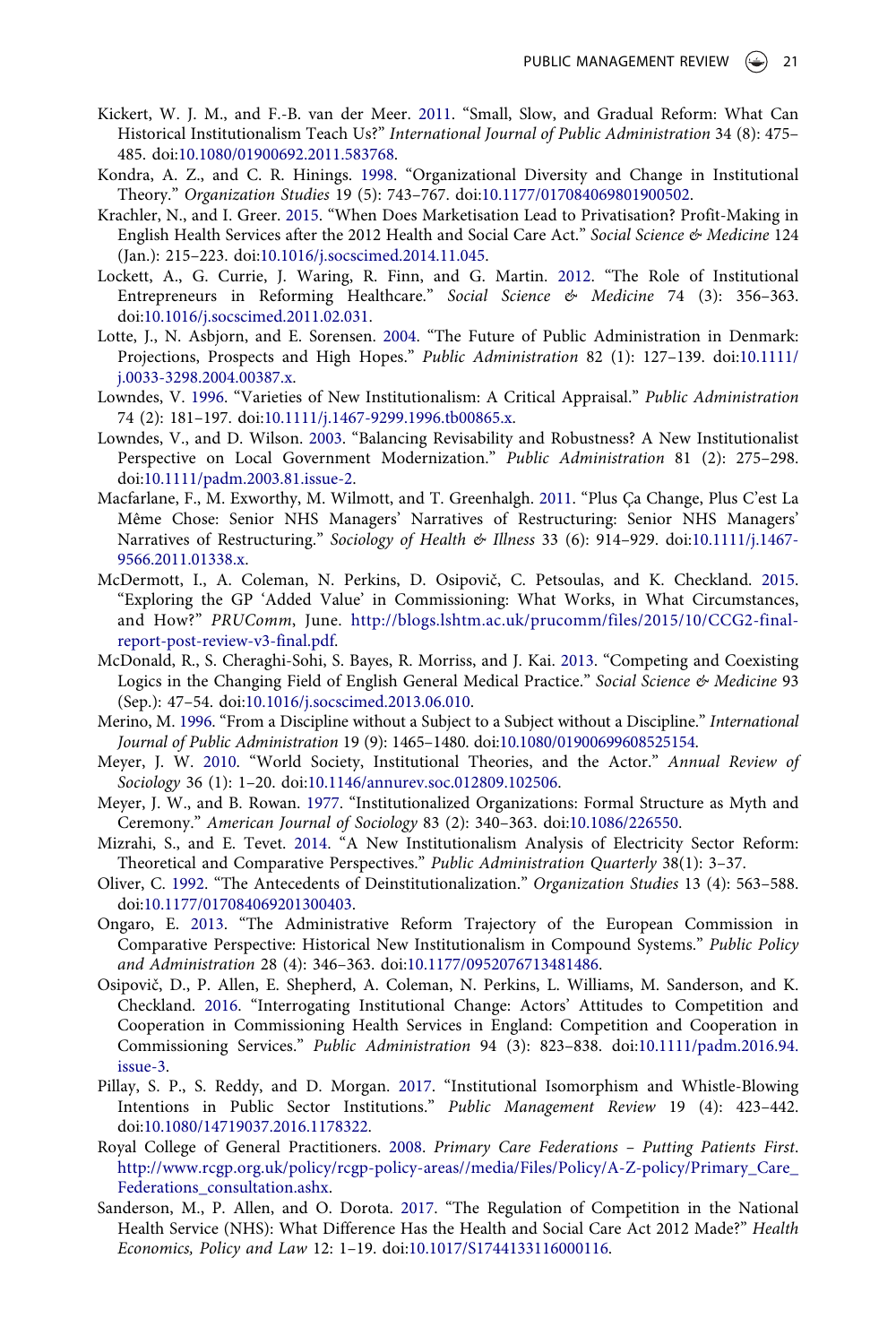Kickert, W. J. M., and F.-B. van der Meer. 2011. "Small, Slow, and Gradual Reform: What Can Historical Institutionalism Teach Us?" *International Journal of Public Administration* 34 (8): 475–485. doi:10.1080/01900692.2011.583768.

Kondra, A. Z., and C. R. Hinings. 1998. "Organizational Diversity and Change in Institutional Theory." *Organization Studies* 19 (5): 743–767. doi:10.1177/017084069801900502.

Krachler, N., and I. Greer. 2015. "When Does Marketisation Lead to Privatisation? Profit-Making in English Health Services after the 2012 Health and Social Care Act." *Social Science & Medicine* 124 (Jan.): 215–223. doi:10.1016/j.socscimed.2014.11.045.

Lockett, A., G. Currie, J. Waring, R. Finn, and G. Martin. 2012. "The Role of Institutional Entrepreneurs in Reforming Healthcare." *Social Science & Medicine* 74 (3): 356–363. doi:10.1016/j.socscimed.2011.02.031.

Lotte, J., N. Asbjorn, and E. Sorensen. 2004. "The Future of Public Administration in Denmark: Projections, Prospects and High Hopes." *Public Administration* 82 (1): 127–139. doi:10.1111/j.0033-3298.2004.00387.x.

Lowndes, V. 1996. "Varieties of New Institutionalism: A Critical Appraisal." *Public Administration* 74 (2): 181–197. doi:10.1111/j.1467-9299.1996.tb00865.x.

Lowndes, V., and D. Wilson. 2003. "Balancing Revisability and Robustness? A New Institutionalist Perspective on Local Government Modernization." *Public Administration* 81 (2): 275–298. doi:10.1111/padm.2003.81.issue-2.

Macfarlane, F., M. Exworthy, M. Wilmott, and T. Greenhalgh. 2011. "Plus Ça Change, Plus C'est La Même Chose: Senior NHS Managers' Narratives of Restructuring: Senior NHS Managers' Narratives of Restructuring." *Sociology of Health & Illness* 33 (6): 914–929. doi:10.1111/j.1467-9566.2011.01338.x.

McDermott, I., A. Coleman, N. Perkins, D. Osipovič, C. Petsoulas, and K. Checkland. 2015. "Exploring the GP 'Added Value' in Commissioning: What Works, in What Circumstances, and How?" *PRUComm*, June. http://blogs.lshtm.ac.uk/prucomm/files/2015/10/CCG2-final-report-post-review-v3-final.pdf.

McDonald, R., S. Cheraghi-Sohi, S. Bayes, R. Morriss, and J. Kai. 2013. "Competing and Coexisting Logics in the Changing Field of English General Medical Practice." *Social Science & Medicine* 93 (Sep.): 47–54. doi:10.1016/j.socscimed.2013.06.010.

Merino, M. 1996. "From a Discipline without a Subject to a Subject without a Discipline." *International Journal of Public Administration* 19 (9): 1465–1480. doi:10.1080/01900699608525154.

Meyer, J. W. 2010. "World Society, Institutional Theories, and the Actor." *Annual Review of Sociology* 36 (1): 1–20. doi:10.1146/annurev.soc.012809.102506.

Meyer, J. W., and B. Rowan. 1977. "Institutionalized Organizations: Formal Structure as Myth and Ceremony." *American Journal of Sociology* 83 (2): 340–363. doi:10.1086/226550.

Mizrahi, S., and E. Tevet. 2014. "A New Institutionalism Analysis of Electricity Sector Reform: Theoretical and Comparative Perspectives." *Public Administration Quarterly* 38(1): 3–37.

Oliver, C. 1992. "The Antecedents of Deinstitutionalization." *Organization Studies* 13 (4): 563–588. doi:10.1177/017084069201300403.

Ongaro, E. 2013. "The Administrative Reform Trajectory of the European Commission in Comparative Perspective: Historical New Institutionalism in Compound Systems." *Public Policy and Administration* 28 (4): 346–363. doi:10.1177/0952076713481486.

Osipovič, D., P. Allen, E. Shepherd, A. Coleman, N. Perkins, L. Williams, M. Sanderson, and K. Checkland. 2016. "Interrogating Institutional Change: Actors' Attitudes to Competition and Cooperation in Commissioning Health Services in England: Competition and Cooperation in Commissioning Services." *Public Administration* 94 (3): 823–838. doi:10.1111/padm.2016.94.issue-3.

Pillay, S. P., S. Reddy, and D. Morgan. 2017. "Institutional Isomorphism and Whistle-Blowing Intentions in Public Sector Institutions." *Public Management Review* 19 (4): 423–442. doi:10.1080/14719037.2016.1178322.

Royal College of General Practitioners. 2008. *Primary Care Federations – Putting Patients First*. http://www.rcgp.org.uk/policy/rcgp-policy-areas//media/Files/Policy/A-Z-policy/Primary_Care_Federations_consultation.ashx.

Sanderson, M., P. Allen, and O. Dorota. 2017. "The Regulation of Competition in the National Health Service (NHS): What Difference Has the Health and Social Care Act 2012 Made?" *Health Economics, Policy and Law* 12: 1–19. doi:10.1017/S1744133116000116.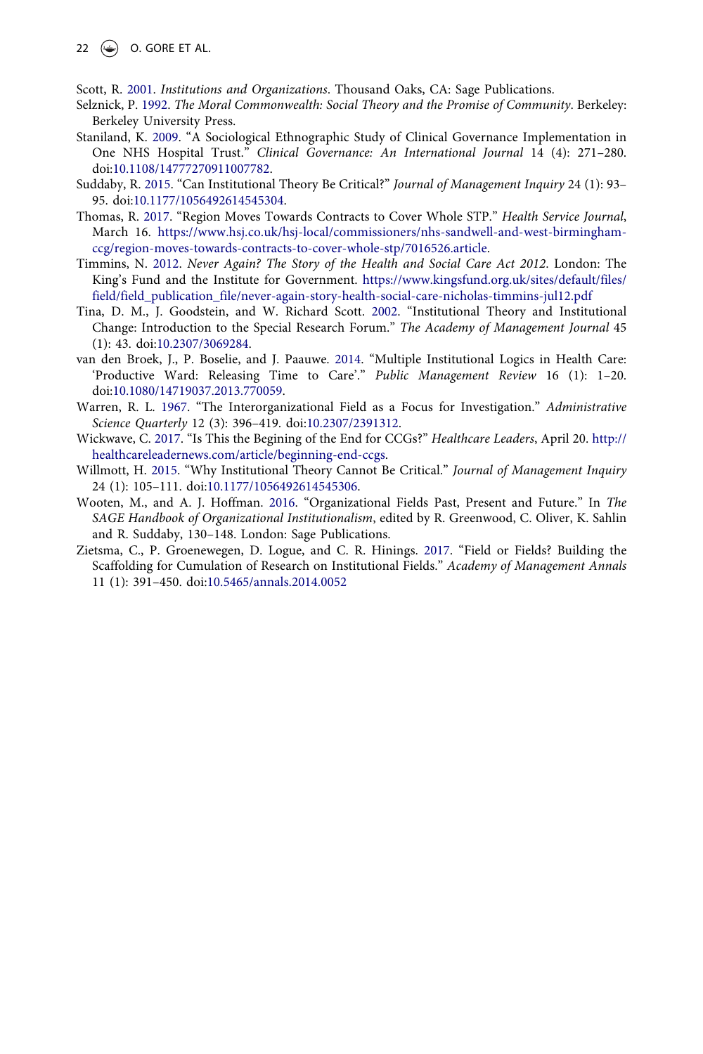Scott, R. 2001. *Institutions and Organizations*. Thousand Oaks, CA: Sage Publications.

Selznick, P. 1992. *The Moral Commonwealth: Social Theory and the Promise of Community*. Berkeley: Berkeley University Press.

Staniland, K. 2009. "A Sociological Ethnographic Study of Clinical Governance Implementation in One NHS Hospital Trust." *Clinical Governance: An International Journal* 14 (4): 271–280. doi:10.1108/14777270911007782.

Suddaby, R. 2015. "Can Institutional Theory Be Critical?" *Journal of Management Inquiry* 24 (1): 93–95. doi:10.1177/1056492614545304.

Thomas, R. 2017. "Region Moves Towards Contracts to Cover Whole STP." *Health Service Journal*, March 16. https://www.hsj.co.uk/hsj-local/commissioners/nhs-sandwell-and-west-birmingham-ccg/region-moves-towards-contracts-to-cover-whole-stp/7016526.article.

Timmins, N. 2012. *Never Again? The Story of the Health and Social Care Act 2012*. London: The King's Fund and the Institute for Government. https://www.kingsfund.org.uk/sites/default/files/field/field_publication_file/never-again-story-health-social-care-nicholas-timmins-jul12.pdf

Tina, D. M., J. Goodstein, and W. Richard Scott. 2002. "Institutional Theory and Institutional Change: Introduction to the Special Research Forum." *The Academy of Management Journal* 45 (1): 43. doi:10.2307/3069284.

van den Broek, J., P. Boselie, and J. Paauwe. 2014. "Multiple Institutional Logics in Health Care: 'Productive Ward: Releasing Time to Care'." *Public Management Review* 16 (1): 1–20. doi:10.1080/14719037.2013.770059.

Warren, R. L. 1967. "The Interorganizational Field as a Focus for Investigation." *Administrative Science Quarterly* 12 (3): 396–419. doi:10.2307/2391312.

Wickwave, C. 2017. "Is This the Begining of the End for CCGs?" *Healthcare Leaders*, April 20. http://healthcareleadernews.com/article/beginning-end-ccgs.

Willmott, H. 2015. "Why Institutional Theory Cannot Be Critical." *Journal of Management Inquiry* 24 (1): 105–111. doi:10.1177/1056492614545306.

Wooten, M., and A. J. Hoffman. 2016. "Organizational Fields Past, Present and Future." In *The SAGE Handbook of Organizational Institutionalism*, edited by R. Greenwood, C. Oliver, K. Sahlin and R. Suddaby, 130–148. London: Sage Publications.

Zietsma, C., P. Groenewegen, D. Logue, and C. R. Hinings. 2017. "Field or Fields? Building the Scaffolding for Cumulation of Research on Institutional Fields." *Academy of Management Annals* 11 (1): 391–450. doi:10.5465/annals.2014.0052